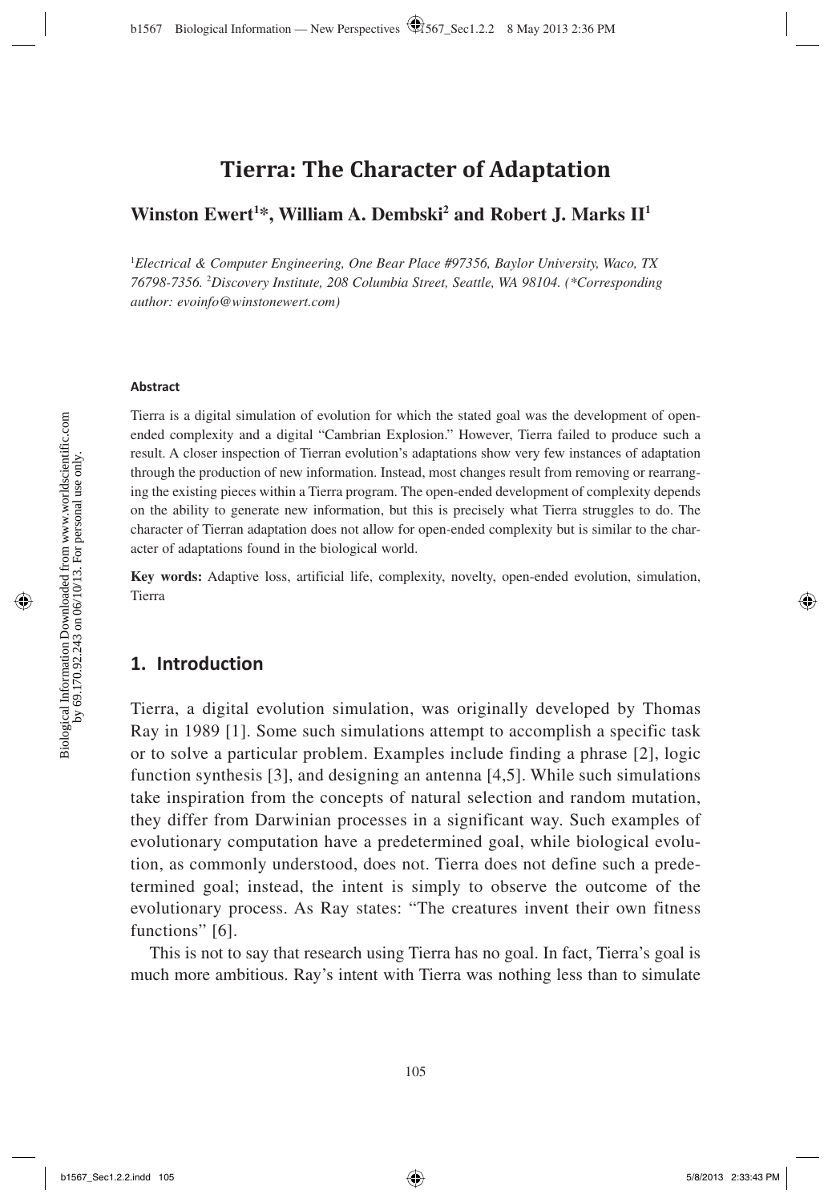# Tierra: The Character of Adaptation

**Winston Ewert[1]*, William A. Dembski[2] and Robert J. Marks II[1]**

[1]*Electrical & Computer Engineering, One Bear Place #97356, Baylor University, Waco, TX 76798-7356.* [2]*Discovery Institute, 208 Columbia Street, Seattle, WA 98104. (*Corresponding author: evoinfo@winstonewert.com)*

#### Abstract

Tierra is a digital simulation of evolution for which the stated goal was the development of open-ended complexity and a digital "Cambrian Explosion." However, Tierra failed to produce such a result. A closer inspection of Tierran evolution's adaptations show very few instances of adaptation through the production of new information. Instead, most changes result from removing or rearranging the existing pieces within a Tierra program. The open-ended development of complexity depends on the ability to generate new information, but this is precisely what Tierra struggles to do. The character of Tierran adaptation does not allow for open-ended complexity but is similar to the character of adaptations found in the biological world.

**Key words:** Adaptive loss, artificial life, complexity, novelty, open-ended evolution, simulation, Tierra

## 1. Introduction

Tierra, a digital evolution simulation, was originally developed by Thomas Ray in 1989 [1]. Some such simulations attempt to accomplish a specific task or to solve a particular problem. Examples include finding a phrase [2], logic function synthesis [3], and designing an antenna [4,5]. While such simulations take inspiration from the concepts of natural selection and random mutation, they differ from Darwinian processes in a significant way. Such examples of evolutionary computation have a predetermined goal, while biological evolution, as commonly understood, does not. Tierra does not define such a predetermined goal; instead, the intent is simply to observe the outcome of the evolutionary process. As Ray states: "The creatures invent their own fitness functions" [6].

This is not to say that research using Tierra has no goal. In fact, Tierra's goal is much more ambitious. Ray's intent with Tierra was nothing less than to simulate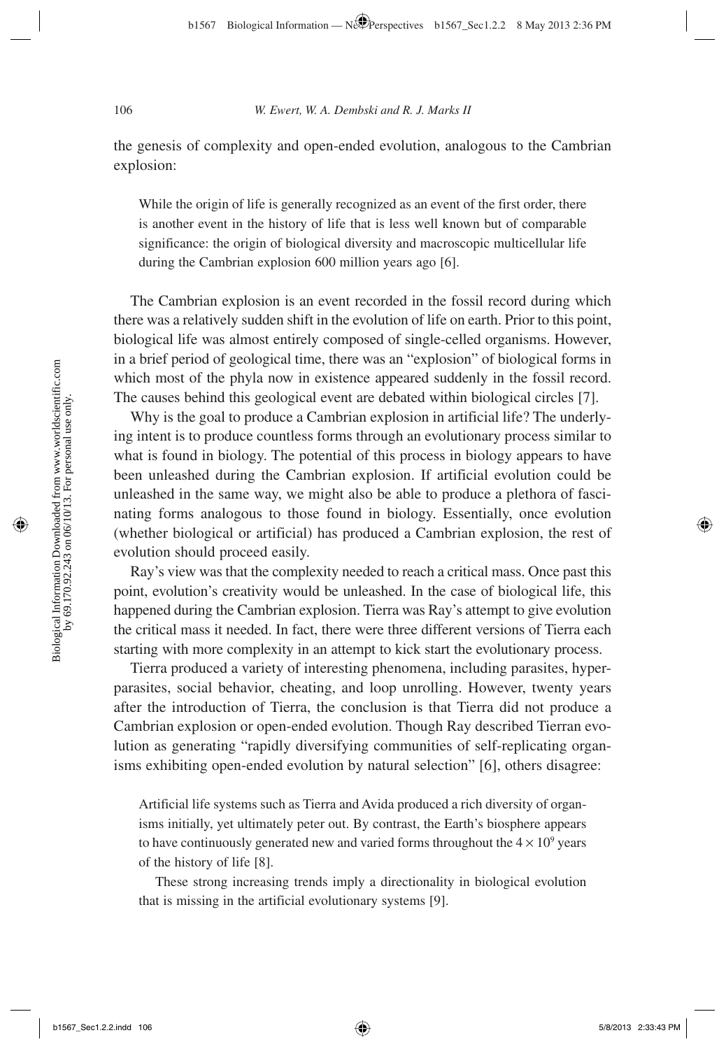the genesis of complexity and open-ended evolution, analogous to the Cambrian explosion:

> While the origin of life is generally recognized as an event of the first order, there is another event in the history of life that is less well known but of comparable significance: the origin of biological diversity and macroscopic multicellular life during the Cambrian explosion 600 million years ago [6].

The Cambrian explosion is an event recorded in the fossil record during which there was a relatively sudden shift in the evolution of life on earth. Prior to this point, biological life was almost entirely composed of single-celled organisms. However, in a brief period of geological time, there was an "explosion" of biological forms in which most of the phyla now in existence appeared suddenly in the fossil record. The causes behind this geological event are debated within biological circles [7].

Why is the goal to produce a Cambrian explosion in artificial life? The underlying intent is to produce countless forms through an evolutionary process similar to what is found in biology. The potential of this process in biology appears to have been unleashed during the Cambrian explosion. If artificial evolution could be unleashed in the same way, we might also be able to produce a plethora of fascinating forms analogous to those found in biology. Essentially, once evolution (whether biological or artificial) has produced a Cambrian explosion, the rest of evolution should proceed easily.

Ray's view was that the complexity needed to reach a critical mass. Once past this point, evolution's creativity would be unleashed. In the case of biological life, this happened during the Cambrian explosion. Tierra was Ray's attempt to give evolution the critical mass it needed. In fact, there were three different versions of Tierra each starting with more complexity in an attempt to kick start the evolutionary process.

Tierra produced a variety of interesting phenomena, including parasites, hyperparasites, social behavior, cheating, and loop unrolling. However, twenty years after the introduction of Tierra, the conclusion is that Tierra did not produce a Cambrian explosion or open-ended evolution. Though Ray described Tierran evolution as generating "rapidly diversifying communities of self-replicating organisms exhibiting open-ended evolution by natural selection" [6], others disagree:

> Artificial life systems such as Tierra and Avida produced a rich diversity of organisms initially, yet ultimately peter out. By contrast, the Earth's biosphere appears to have continuously generated new and varied forms throughout the $4 \times 10^9$ years of the history of life [8].
>
> These strong increasing trends imply a directionality in biological evolution that is missing in the artificial evolutionary systems [9].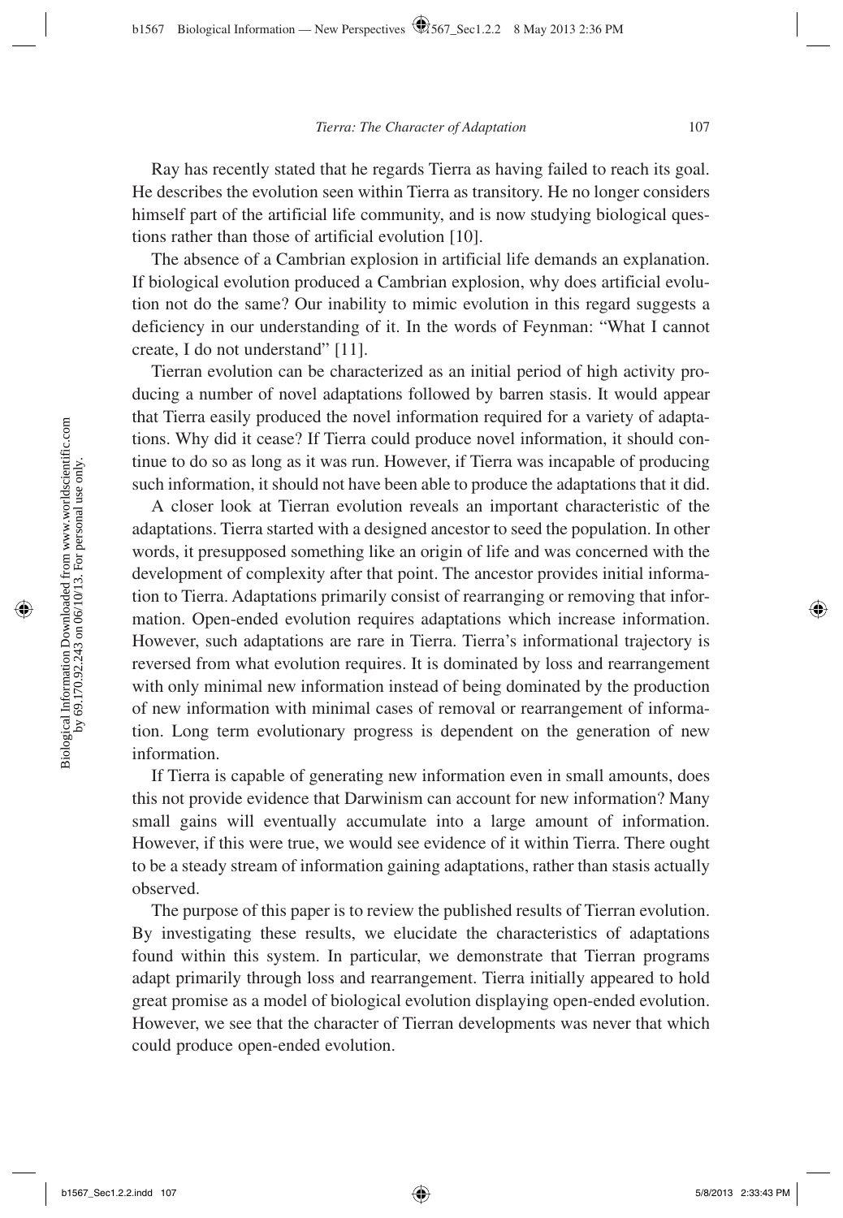Ray has recently stated that he regards Tierra as having failed to reach its goal. He describes the evolution seen within Tierra as transitory. He no longer considers himself part of the artificial life community, and is now studying biological questions rather than those of artificial evolution [10].

The absence of a Cambrian explosion in artificial life demands an explanation. If biological evolution produced a Cambrian explosion, why does artificial evolution not do the same? Our inability to mimic evolution in this regard suggests a deficiency in our understanding of it. In the words of Feynman: "What I cannot create, I do not understand" [11].

Tierran evolution can be characterized as an initial period of high activity producing a number of novel adaptations followed by barren stasis. It would appear that Tierra easily produced the novel information required for a variety of adaptations. Why did it cease? If Tierra could produce novel information, it should continue to do so as long as it was run. However, if Tierra was incapable of producing such information, it should not have been able to produce the adaptations that it did.

A closer look at Tierran evolution reveals an important characteristic of the adaptations. Tierra started with a designed ancestor to seed the population. In other words, it presupposed something like an origin of life and was concerned with the development of complexity after that point. The ancestor provides initial information to Tierra. Adaptations primarily consist of rearranging or removing that information. Open-ended evolution requires adaptations which increase information. However, such adaptations are rare in Tierra. Tierra's informational trajectory is reversed from what evolution requires. It is dominated by loss and rearrangement with only minimal new information instead of being dominated by the production of new information with minimal cases of removal or rearrangement of information. Long term evolutionary progress is dependent on the generation of new information.

If Tierra is capable of generating new information even in small amounts, does this not provide evidence that Darwinism can account for new information? Many small gains will eventually accumulate into a large amount of information. However, if this were true, we would see evidence of it within Tierra. There ought to be a steady stream of information gaining adaptations, rather than stasis actually observed.

The purpose of this paper is to review the published results of Tierran evolution. By investigating these results, we elucidate the characteristics of adaptations found within this system. In particular, we demonstrate that Tierran programs adapt primarily through loss and rearrangement. Tierra initially appeared to hold great promise as a model of biological evolution displaying open-ended evolution. However, we see that the character of Tierran developments was never that which could produce open-ended evolution.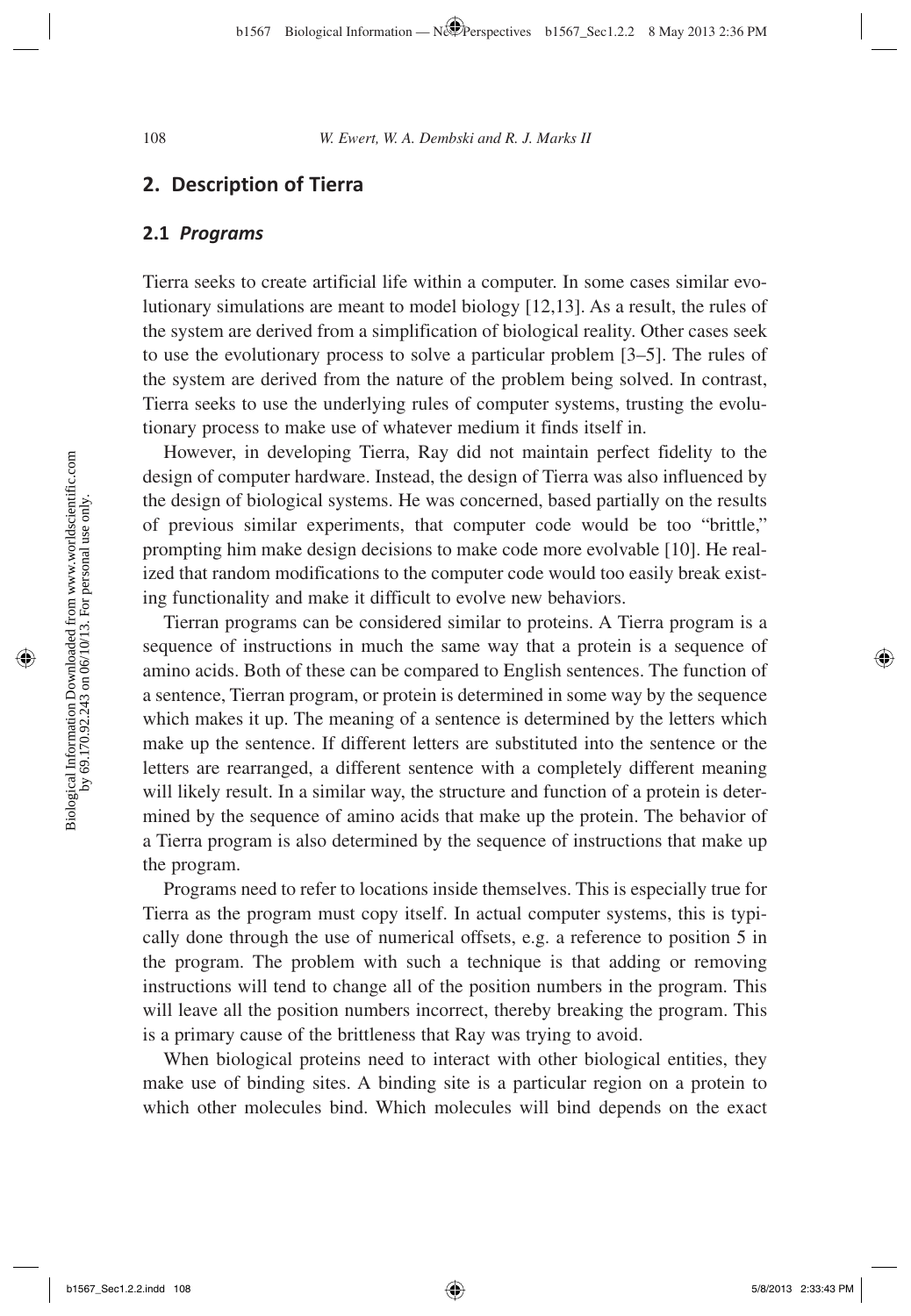## 2. Description of Tierra

### 2.1 *Programs*

Tierra seeks to create artificial life within a computer. In some cases similar evolutionary simulations are meant to model biology [12,13]. As a result, the rules of the system are derived from a simplification of biological reality. Other cases seek to use the evolutionary process to solve a particular problem [3–5]. The rules of the system are derived from the nature of the problem being solved. In contrast, Tierra seeks to use the underlying rules of computer systems, trusting the evolutionary process to make use of whatever medium it finds itself in.

However, in developing Tierra, Ray did not maintain perfect fidelity to the design of computer hardware. Instead, the design of Tierra was also influenced by the design of biological systems. He was concerned, based partially on the results of previous similar experiments, that computer code would be too "brittle," prompting him make design decisions to make code more evolvable [10]. He realized that random modifications to the computer code would too easily break existing functionality and make it difficult to evolve new behaviors.

Tierran programs can be considered similar to proteins. A Tierra program is a sequence of instructions in much the same way that a protein is a sequence of amino acids. Both of these can be compared to English sentences. The function of a sentence, Tierran program, or protein is determined in some way by the sequence which makes it up. The meaning of a sentence is determined by the letters which make up the sentence. If different letters are substituted into the sentence or the letters are rearranged, a different sentence with a completely different meaning will likely result. In a similar way, the structure and function of a protein is determined by the sequence of amino acids that make up the protein. The behavior of a Tierra program is also determined by the sequence of instructions that make up the program.

Programs need to refer to locations inside themselves. This is especially true for Tierra as the program must copy itself. In actual computer systems, this is typically done through the use of numerical offsets, e.g. a reference to position 5 in the program. The problem with such a technique is that adding or removing instructions will tend to change all of the position numbers in the program. This will leave all the position numbers incorrect, thereby breaking the program. This is a primary cause of the brittleness that Ray was trying to avoid.

When biological proteins need to interact with other biological entities, they make use of binding sites. A binding site is a particular region on a protein to which other molecules bind. Which molecules will bind depends on the exact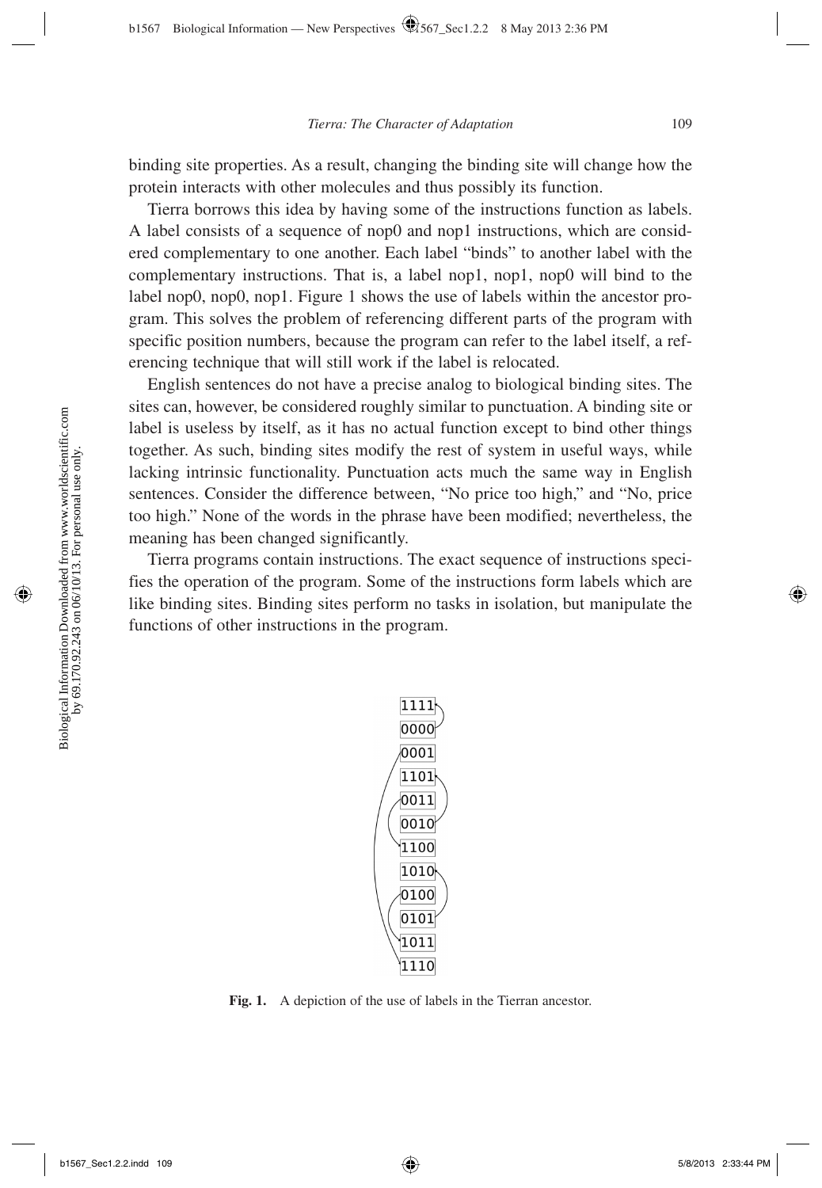binding site properties. As a result, changing the binding site will change how the protein interacts with other molecules and thus possibly its function.

Tierra borrows this idea by having some of the instructions function as labels. A label consists of a sequence of nop0 and nop1 instructions, which are considered complementary to one another. Each label "binds" to another label with the complementary instructions. That is, a label nop1, nop1, nop0 will bind to the label nop0, nop0, nop1. Figure 1 shows the use of labels within the ancestor program. This solves the problem of referencing different parts of the program with specific position numbers, because the program can refer to the label itself, a referencing technique that will still work if the label is relocated.

English sentences do not have a precise analog to biological binding sites. The sites can, however, be considered roughly similar to punctuation. A binding site or label is useless by itself, as it has no actual function except to bind other things together. As such, binding sites modify the rest of system in useful ways, while lacking intrinsic functionality. Punctuation acts much the same way in English sentences. Consider the difference between, "No price too high," and "No, price too high." None of the words in the phrase have been modified; nevertheless, the meaning has been changed significantly.

Tierra programs contain instructions. The exact sequence of instructions specifies the operation of the program. Some of the instructions form labels which are like binding sites. Binding sites perform no tasks in isolation, but manipulate the functions of other instructions in the program.

1111
0000
0001
1101
0011
0010
1100
1010
0100
0101
1011
1110

**Fig. 1.** A depiction of the use of labels in the Tierran ancestor.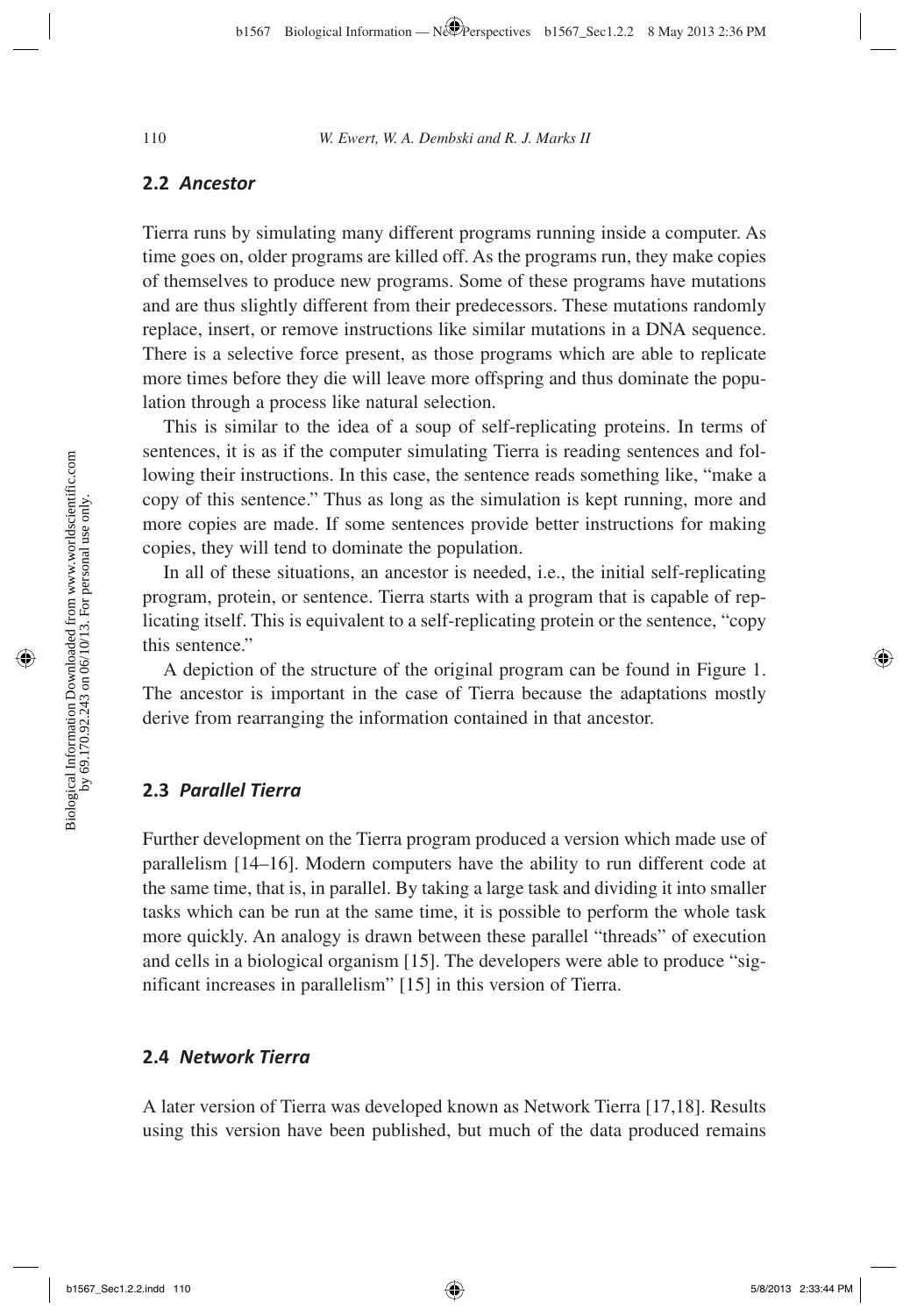## 2.2 *Ancestor*

Tierra runs by simulating many different programs running inside a computer. As time goes on, older programs are killed off. As the programs run, they make copies of themselves to produce new programs. Some of these programs have mutations and are thus slightly different from their predecessors. These mutations randomly replace, insert, or remove instructions like similar mutations in a DNA sequence. There is a selective force present, as those programs which are able to replicate more times before they die will leave more offspring and thus dominate the population through a process like natural selection.

This is similar to the idea of a soup of self-replicating proteins. In terms of sentences, it is as if the computer simulating Tierra is reading sentences and following their instructions. In this case, the sentence reads something like, "make a copy of this sentence." Thus as long as the simulation is kept running, more and more copies are made. If some sentences provide better instructions for making copies, they will tend to dominate the population.

In all of these situations, an ancestor is needed, i.e., the initial self-replicating program, protein, or sentence. Tierra starts with a program that is capable of replicating itself. This is equivalent to a self-replicating protein or the sentence, "copy this sentence."

A depiction of the structure of the original program can be found in Figure 1. The ancestor is important in the case of Tierra because the adaptations mostly derive from rearranging the information contained in that ancestor.

## 2.3 *Parallel Tierra*

Further development on the Tierra program produced a version which made use of parallelism [14–16]. Modern computers have the ability to run different code at the same time, that is, in parallel. By taking a large task and dividing it into smaller tasks which can be run at the same time, it is possible to perform the whole task more quickly. An analogy is drawn between these parallel "threads" of execution and cells in a biological organism [15]. The developers were able to produce "significant increases in parallelism" [15] in this version of Tierra.

## 2.4 *Network Tierra*

A later version of Tierra was developed known as Network Tierra [17,18]. Results using this version have been published, but much of the data produced remains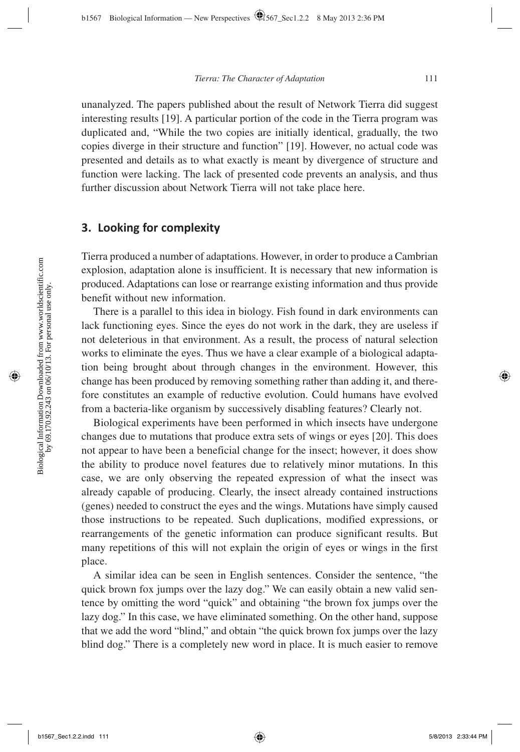unanalyzed. The papers published about the result of Network Tierra did suggest interesting results [19]. A particular portion of the code in the Tierra program was duplicated and, "While the two copies are initially identical, gradually, the two copies diverge in their structure and function" [19]. However, no actual code was presented and details as to what exactly is meant by divergence of structure and function were lacking. The lack of presented code prevents an analysis, and thus further discussion about Network Tierra will not take place here.

## 3. Looking for complexity

Tierra produced a number of adaptations. However, in order to produce a Cambrian explosion, adaptation alone is insufficient. It is necessary that new information is produced. Adaptations can lose or rearrange existing information and thus provide benefit without new information.

There is a parallel to this idea in biology. Fish found in dark environments can lack functioning eyes. Since the eyes do not work in the dark, they are useless if not deleterious in that environment. As a result, the process of natural selection works to eliminate the eyes. Thus we have a clear example of a biological adaptation being brought about through changes in the environment. However, this change has been produced by removing something rather than adding it, and therefore constitutes an example of reductive evolution. Could humans have evolved from a bacteria-like organism by successively disabling features? Clearly not.

Biological experiments have been performed in which insects have undergone changes due to mutations that produce extra sets of wings or eyes [20]. This does not appear to have been a beneficial change for the insect; however, it does show the ability to produce novel features due to relatively minor mutations. In this case, we are only observing the repeated expression of what the insect was already capable of producing. Clearly, the insect already contained instructions (genes) needed to construct the eyes and the wings. Mutations have simply caused those instructions to be repeated. Such duplications, modified expressions, or rearrangements of the genetic information can produce significant results. But many repetitions of this will not explain the origin of eyes or wings in the first place.

A similar idea can be seen in English sentences. Consider the sentence, "the quick brown fox jumps over the lazy dog." We can easily obtain a new valid sentence by omitting the word "quick" and obtaining "the brown fox jumps over the lazy dog." In this case, we have eliminated something. On the other hand, suppose that we add the word "blind," and obtain "the quick brown fox jumps over the lazy blind dog." There is a completely new word in place. It is much easier to remove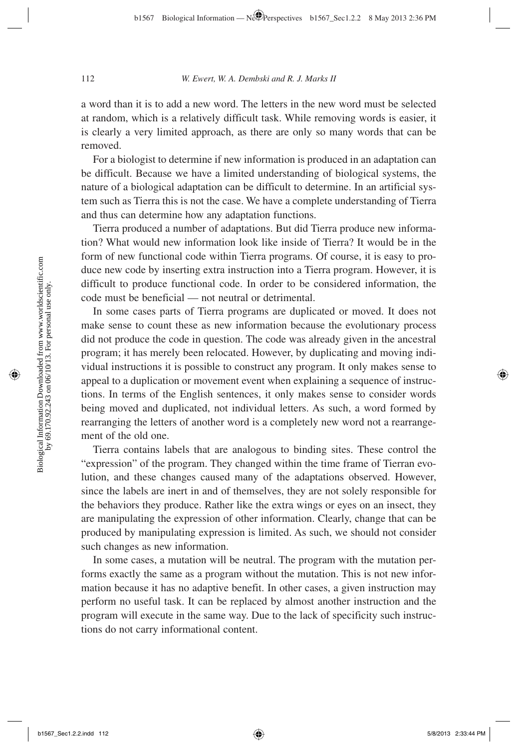a word than it is to add a new word. The letters in the new word must be selected at random, which is a relatively difficult task. While removing words is easier, it is clearly a very limited approach, as there are only so many words that can be removed.

For a biologist to determine if new information is produced in an adaptation can be difficult. Because we have a limited understanding of biological systems, the nature of a biological adaptation can be difficult to determine. In an artificial system such as Tierra this is not the case. We have a complete understanding of Tierra and thus can determine how any adaptation functions.

Tierra produced a number of adaptations. But did Tierra produce new information? What would new information look like inside of Tierra? It would be in the form of new functional code within Tierra programs. Of course, it is easy to produce new code by inserting extra instruction into a Tierra program. However, it is difficult to produce functional code. In order to be considered information, the code must be beneficial — not neutral or detrimental.

In some cases parts of Tierra programs are duplicated or moved. It does not make sense to count these as new information because the evolutionary process did not produce the code in question. The code was already given in the ancestral program; it has merely been relocated. However, by duplicating and moving individual instructions it is possible to construct any program. It only makes sense to appeal to a duplication or movement event when explaining a sequence of instructions. In terms of the English sentences, it only makes sense to consider words being moved and duplicated, not individual letters. As such, a word formed by rearranging the letters of another word is a completely new word not a rearrangement of the old one.

Tierra contains labels that are analogous to binding sites. These control the "expression" of the program. They changed within the time frame of Tierran evolution, and these changes caused many of the adaptations observed. However, since the labels are inert in and of themselves, they are not solely responsible for the behaviors they produce. Rather like the extra wings or eyes on an insect, they are manipulating the expression of other information. Clearly, change that can be produced by manipulating expression is limited. As such, we should not consider such changes as new information.

In some cases, a mutation will be neutral. The program with the mutation performs exactly the same as a program without the mutation. This is not new information because it has no adaptive benefit. In other cases, a given instruction may perform no useful task. It can be replaced by almost another instruction and the program will execute in the same way. Due to the lack of specificity such instructions do not carry informational content.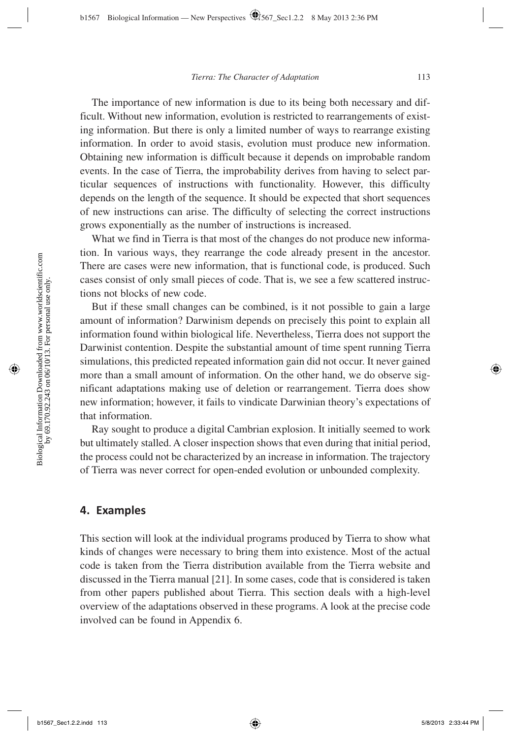The importance of new information is due to its being both necessary and difficult. Without new information, evolution is restricted to rearrangements of existing information. But there is only a limited number of ways to rearrange existing information. In order to avoid stasis, evolution must produce new information. Obtaining new information is difficult because it depends on improbable random events. In the case of Tierra, the improbability derives from having to select particular sequences of instructions with functionality. However, this difficulty depends on the length of the sequence. It should be expected that short sequences of new instructions can arise. The difficulty of selecting the correct instructions grows exponentially as the number of instructions is increased.

What we find in Tierra is that most of the changes do not produce new information. In various ways, they rearrange the code already present in the ancestor. There are cases were new information, that is functional code, is produced. Such cases consist of only small pieces of code. That is, we see a few scattered instructions not blocks of new code.

But if these small changes can be combined, is it not possible to gain a large amount of information? Darwinism depends on precisely this point to explain all information found within biological life. Nevertheless, Tierra does not support the Darwinist contention. Despite the substantial amount of time spent running Tierra simulations, this predicted repeated information gain did not occur. It never gained more than a small amount of information. On the other hand, we do observe significant adaptations making use of deletion or rearrangement. Tierra does show new information; however, it fails to vindicate Darwinian theory's expectations of that information.

Ray sought to produce a digital Cambrian explosion. It initially seemed to work but ultimately stalled. A closer inspection shows that even during that initial period, the process could not be characterized by an increase in information. The trajectory of Tierra was never correct for open-ended evolution or unbounded complexity.

## 4. Examples

This section will look at the individual programs produced by Tierra to show what kinds of changes were necessary to bring them into existence. Most of the actual code is taken from the Tierra distribution available from the Tierra website and discussed in the Tierra manual [21]. In some cases, code that is considered is taken from other papers published about Tierra. This section deals with a high-level overview of the adaptations observed in these programs. A look at the precise code involved can be found in Appendix 6.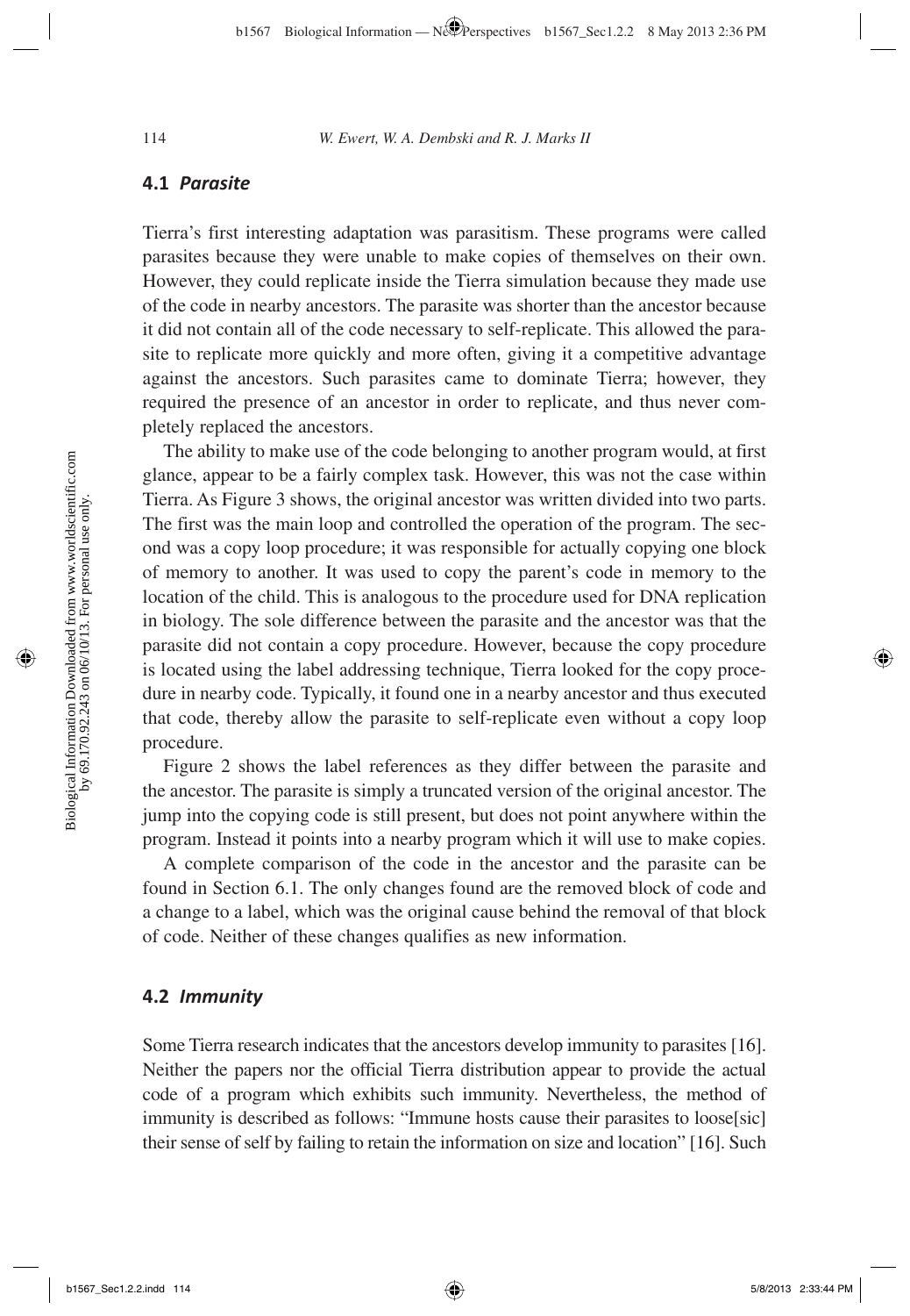### 4.1 *Parasite*

Tierra's first interesting adaptation was parasitism. These programs were called parasites because they were unable to make copies of themselves on their own. However, they could replicate inside the Tierra simulation because they made use of the code in nearby ancestors. The parasite was shorter than the ancestor because it did not contain all of the code necessary to self-replicate. This allowed the parasite to replicate more quickly and more often, giving it a competitive advantage against the ancestors. Such parasites came to dominate Tierra; however, they required the presence of an ancestor in order to replicate, and thus never completely replaced the ancestors.

The ability to make use of the code belonging to another program would, at first glance, appear to be a fairly complex task. However, this was not the case within Tierra. As Figure 3 shows, the original ancestor was written divided into two parts. The first was the main loop and controlled the operation of the program. The second was a copy loop procedure; it was responsible for actually copying one block of memory to another. It was used to copy the parent's code in memory to the location of the child. This is analogous to the procedure used for DNA replication in biology. The sole difference between the parasite and the ancestor was that the parasite did not contain a copy procedure. However, because the copy procedure is located using the label addressing technique, Tierra looked for the copy procedure in nearby code. Typically, it found one in a nearby ancestor and thus executed that code, thereby allow the parasite to self-replicate even without a copy loop procedure.

Figure 2 shows the label references as they differ between the parasite and the ancestor. The parasite is simply a truncated version of the original ancestor. The jump into the copying code is still present, but does not point anywhere within the program. Instead it points into a nearby program which it will use to make copies.

A complete comparison of the code in the ancestor and the parasite can be found in Section 6.1. The only changes found are the removed block of code and a change to a label, which was the original cause behind the removal of that block of code. Neither of these changes qualifies as new information.

### 4.2 *Immunity*

Some Tierra research indicates that the ancestors develop immunity to parasites [16]. Neither the papers nor the official Tierra distribution appear to provide the actual code of a program which exhibits such immunity. Nevertheless, the method of immunity is described as follows: "Immune hosts cause their parasites to loose[sic] their sense of self by failing to retain the information on size and location" [16]. Such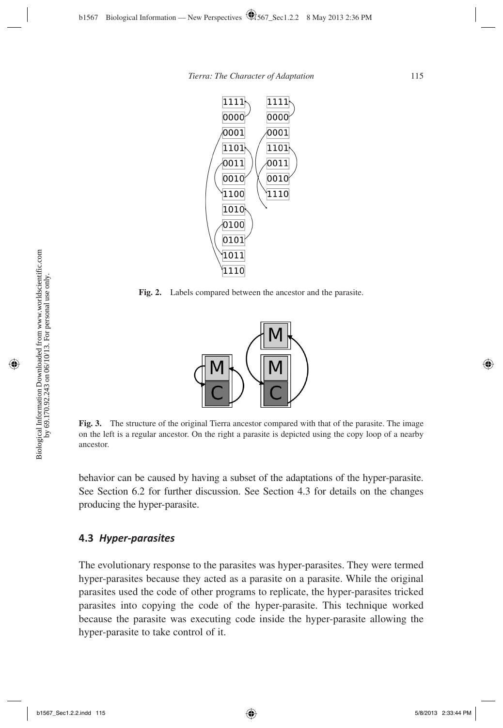Fig. 2. Labels compared between the ancestor and the parasite.

Fig. 3. The structure of the original Tierra ancestor compared with that of the parasite. The image on the left is a regular ancestor. On the right a parasite is depicted using the copy loop of a nearby ancestor.

behavior can be caused by having a subset of the adaptations of the hyper-parasite. See Section 6.2 for further discussion. See Section 4.3 for details on the changes producing the hyper-parasite.

### 4.3 *Hyper-parasites*

The evolutionary response to the parasites was hyper-parasites. They were termed hyper-parasites because they acted as a parasite on a parasite. While the original parasites used the code of other programs to replicate, the hyper-parasites tricked parasites into copying the code of the hyper-parasite. This technique worked because the parasite was executing code inside the hyper-parasite allowing the hyper-parasite to take control of it.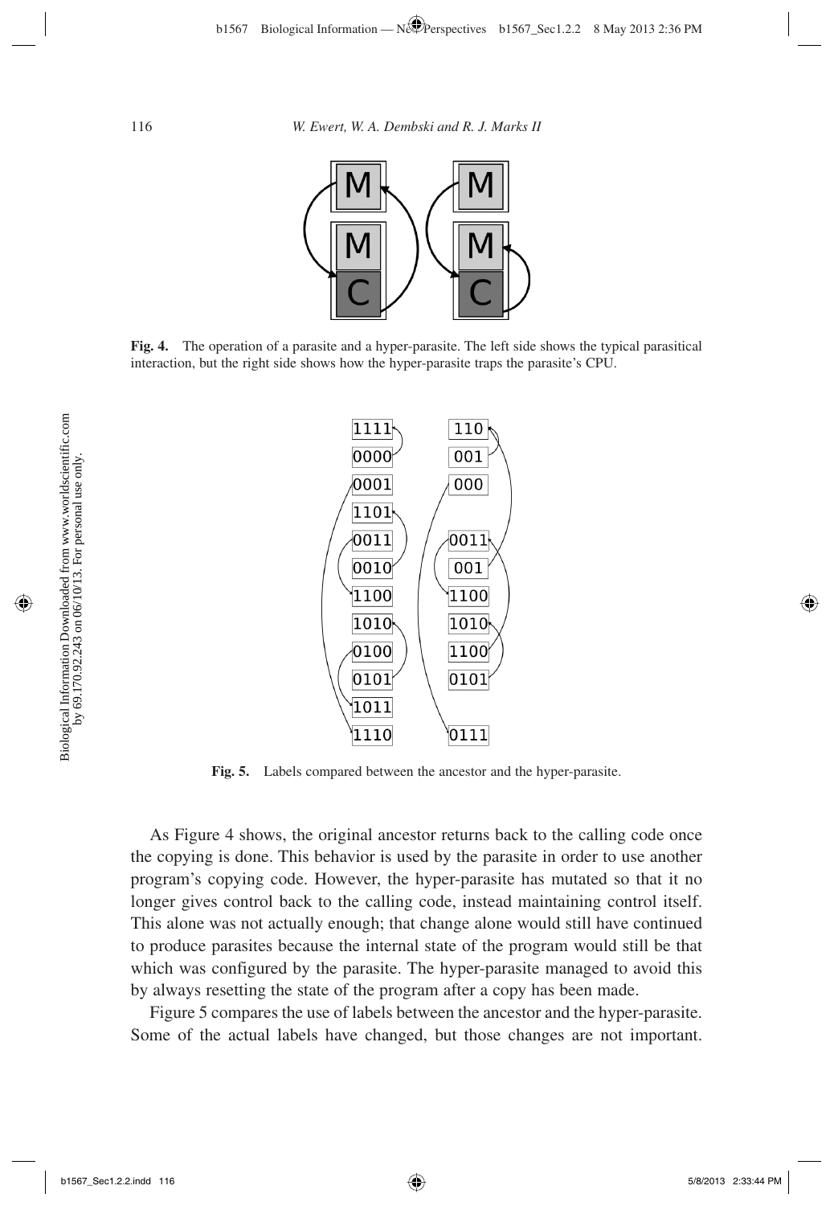**Fig. 4.** The operation of a parasite and a hyper-parasite. The left side shows the typical parasitical interaction, but the right side shows how the hyper-parasite traps the parasite's CPU.

**Fig. 5.** Labels compared between the ancestor and the hyper-parasite.

As Figure 4 shows, the original ancestor returns back to the calling code once the copying is done. This behavior is used by the parasite in order to use another program's copying code. However, the hyper-parasite has mutated so that it no longer gives control back to the calling code, instead maintaining control itself. This alone was not actually enough; that change alone would still have continued to produce parasites because the internal state of the program would still be that which was configured by the parasite. The hyper-parasite managed to avoid this by always resetting the state of the program after a copy has been made.

Figure 5 compares the use of labels between the ancestor and the hyper-parasite. Some of the actual labels have changed, but those changes are not important.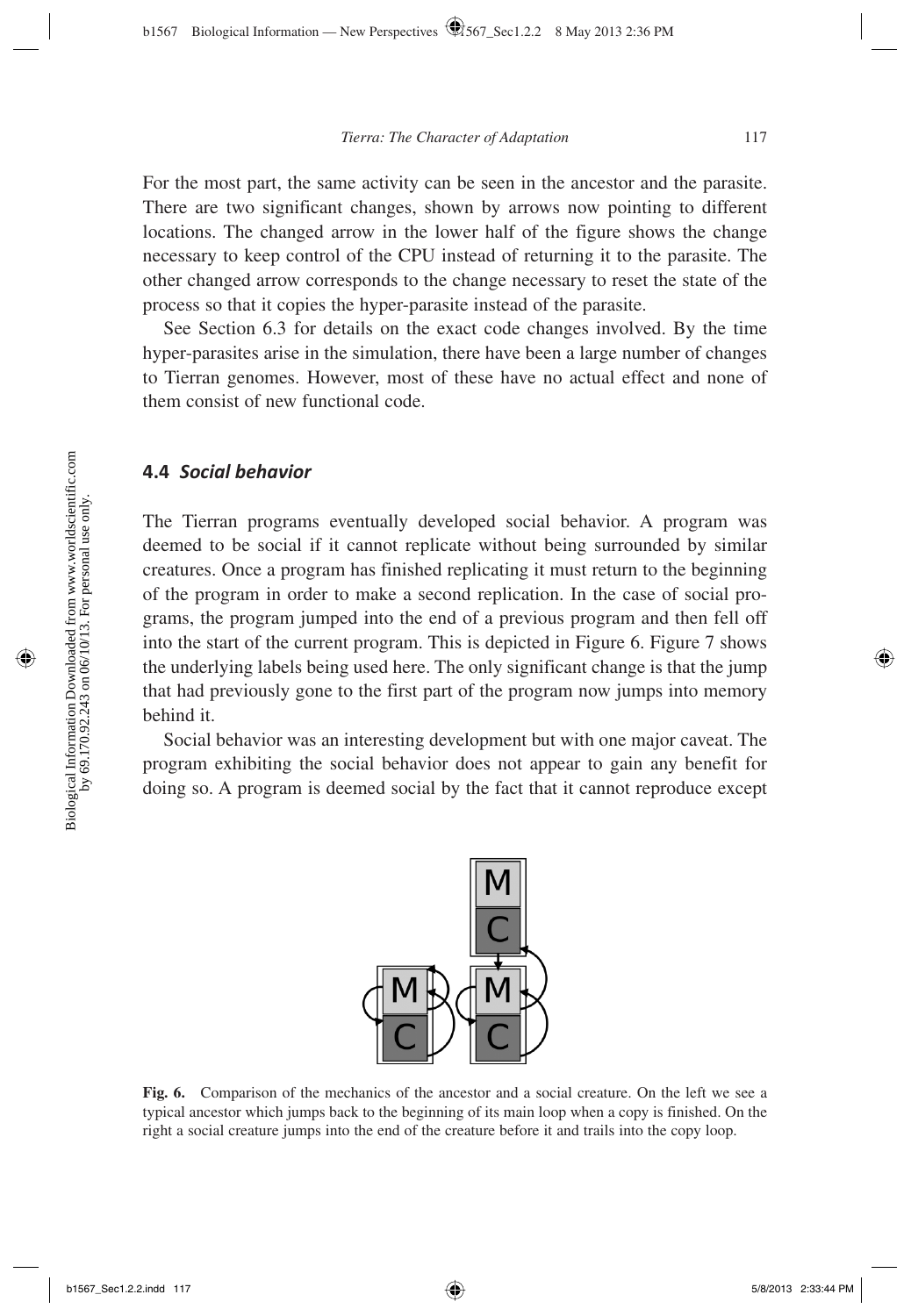For the most part, the same activity can be seen in the ancestor and the parasite. There are two significant changes, shown by arrows now pointing to different locations. The changed arrow in the lower half of the figure shows the change necessary to keep control of the CPU instead of returning it to the parasite. The other changed arrow corresponds to the change necessary to reset the state of the process so that it copies the hyper-parasite instead of the parasite.

See Section 6.3 for details on the exact code changes involved. By the time hyper-parasites arise in the simulation, there have been a large number of changes to Tierran genomes. However, most of these have no actual effect and none of them consist of new functional code.

## 4.4 *Social behavior*

The Tierran programs eventually developed social behavior. A program was deemed to be social if it cannot replicate without being surrounded by similar creatures. Once a program has finished replicating it must return to the beginning of the program in order to make a second replication. In the case of social programs, the program jumped into the end of a previous program and then fell off into the start of the current program. This is depicted in Figure 6. Figure 7 shows the underlying labels being used here. The only significant change is that the jump that had previously gone to the first part of the program now jumps into memory behind it.

Social behavior was an interesting development but with one major caveat. The program exhibiting the social behavior does not appear to gain any benefit for doing so. A program is deemed social by the fact that it cannot reproduce except

**Fig. 6.** Comparison of the mechanics of the ancestor and a social creature. On the left we see a typical ancestor which jumps back to the beginning of its main loop when a copy is finished. On the right a social creature jumps into the end of the creature before it and trails into the copy loop.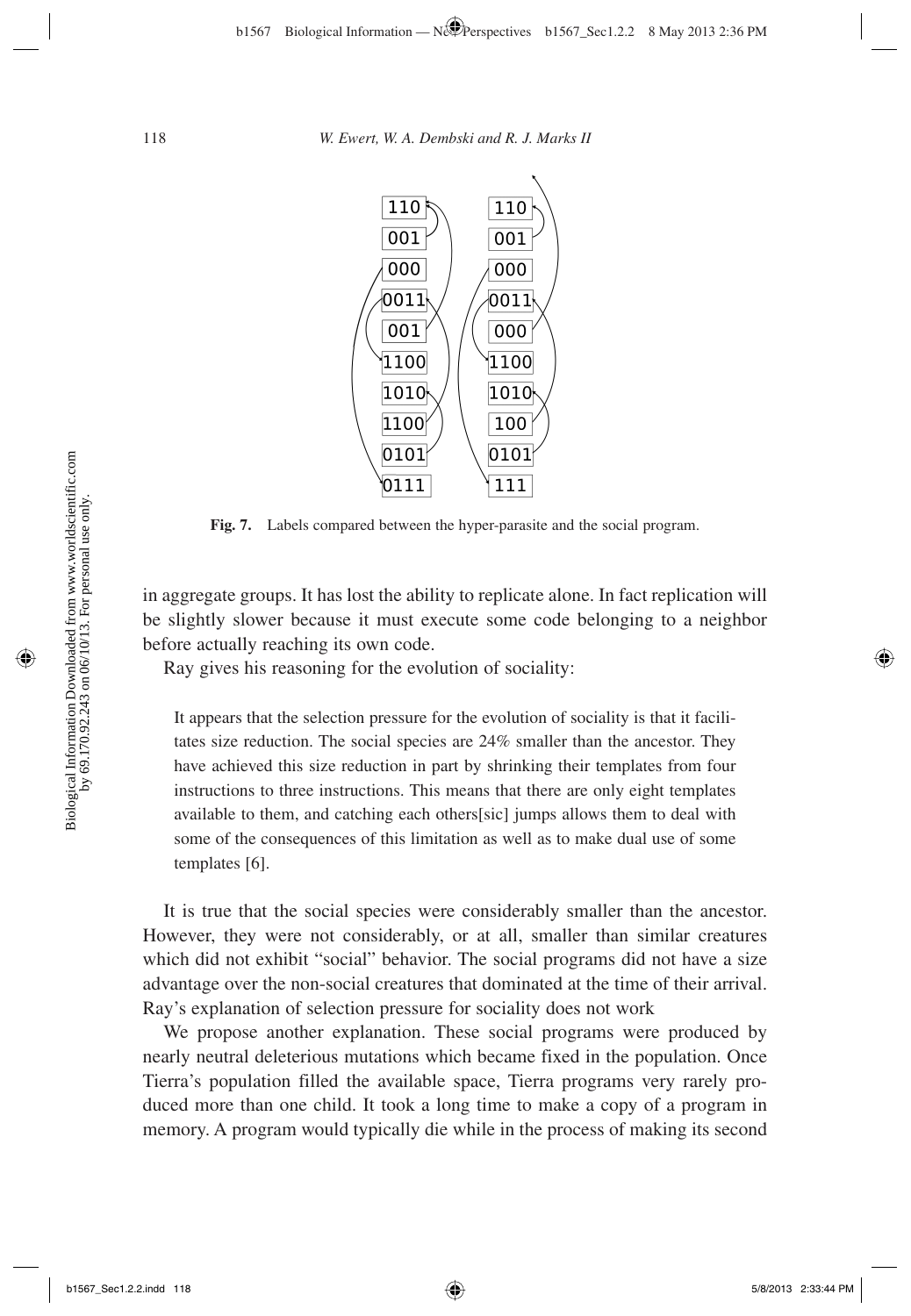**Fig. 7.** Labels compared between the hyper-parasite and the social program.

in aggregate groups. It has lost the ability to replicate alone. In fact replication will be slightly slower because it must execute some code belonging to a neighbor before actually reaching its own code.

Ray gives his reasoning for the evolution of sociality:

> It appears that the selection pressure for the evolution of sociality is that it facilitates size reduction. The social species are 24% smaller than the ancestor. They have achieved this size reduction in part by shrinking their templates from four instructions to three instructions. This means that there are only eight templates available to them, and catching each others[sic] jumps allows them to deal with some of the consequences of this limitation as well as to make dual use of some templates [6].

It is true that the social species were considerably smaller than the ancestor. However, they were not considerably, or at all, smaller than similar creatures which did not exhibit "social" behavior. The social programs did not have a size advantage over the non-social creatures that dominated at the time of their arrival. Ray's explanation of selection pressure for sociality does not work

We propose another explanation. These social programs were produced by nearly neutral deleterious mutations which became fixed in the population. Once Tierra's population filled the available space, Tierra programs very rarely produced more than one child. It took a long time to make a copy of a program in memory. A program would typically die while in the process of making its second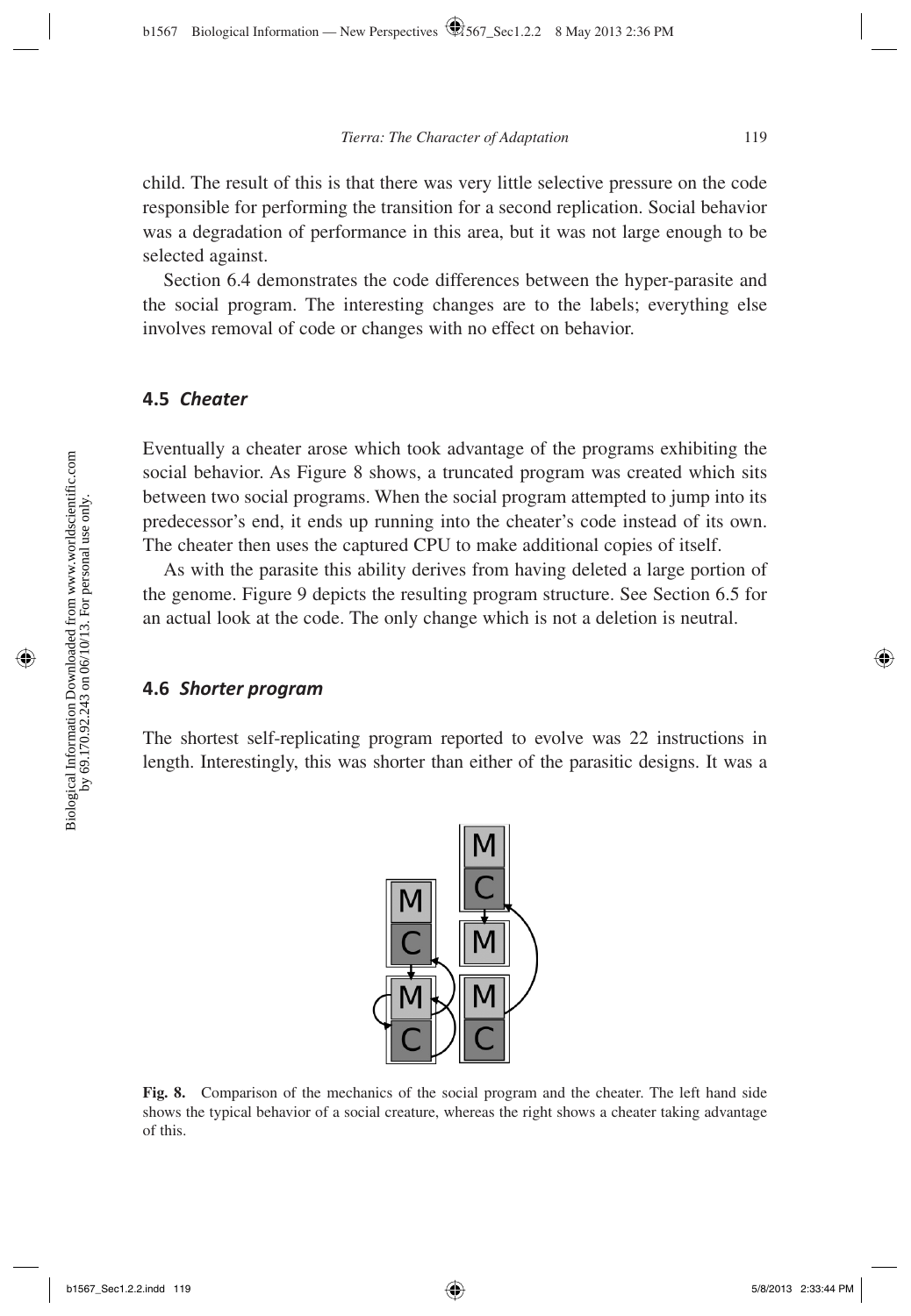child. The result of this is that there was very little selective pressure on the code responsible for performing the transition for a second replication. Social behavior was a degradation of performance in this area, but it was not large enough to be selected against.

Section 6.4 demonstrates the code differences between the hyper-parasite and the social program. The interesting changes are to the labels; everything else involves removal of code or changes with no effect on behavior.

## 4.5 *Cheater*

Eventually a cheater arose which took advantage of the programs exhibiting the social behavior. As Figure 8 shows, a truncated program was created which sits between two social programs. When the social program attempted to jump into its predecessor's end, it ends up running into the cheater's code instead of its own. The cheater then uses the captured CPU to make additional copies of itself.

As with the parasite this ability derives from having deleted a large portion of the genome. Figure 9 depicts the resulting program structure. See Section 6.5 for an actual look at the code. The only change which is not a deletion is neutral.

## 4.6 *Shorter program*

The shortest self-replicating program reported to evolve was 22 instructions in length. Interestingly, this was shorter than either of the parasitic designs. It was a

**Fig. 8.** Comparison of the mechanics of the social program and the cheater. The left hand side shows the typical behavior of a social creature, whereas the right shows a cheater taking advantage of this.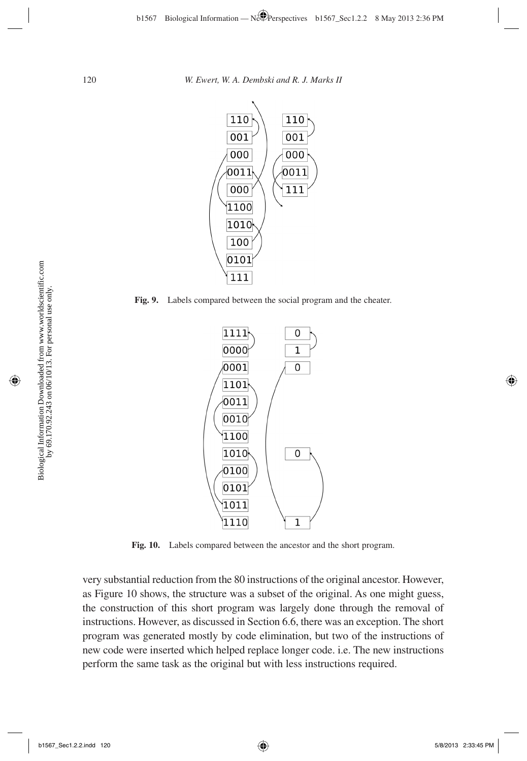Fig. 9. Labels compared between the social program and the cheater.

Fig. 10. Labels compared between the ancestor and the short program.

very substantial reduction from the 80 instructions of the original ancestor. However, as Figure 10 shows, the structure was a subset of the original. As one might guess, the construction of this short program was largely done through the removal of instructions. However, as discussed in Section 6.6, there was an exception. The short program was generated mostly by code elimination, but two of the instructions of new code were inserted which helped replace longer code. i.e. The new instructions perform the same task as the original but with less instructions required.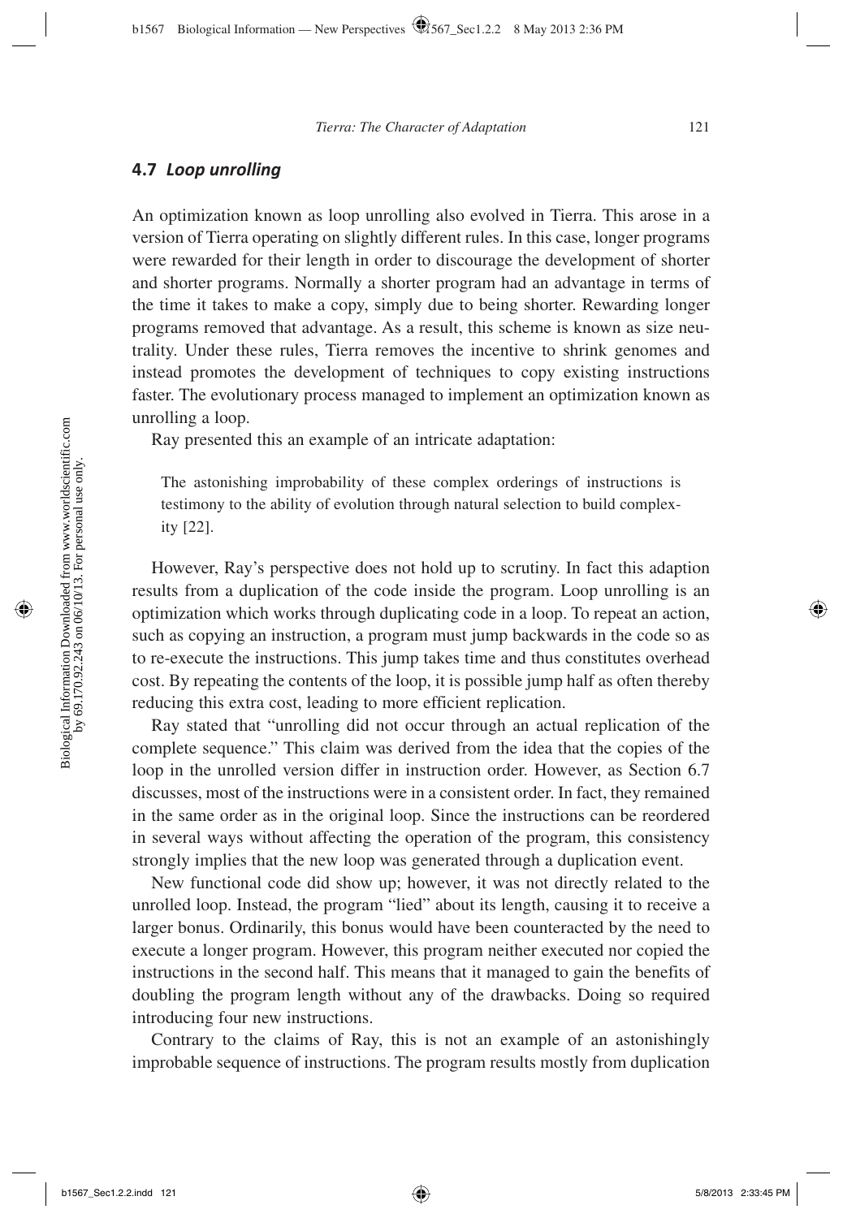## 4.7 *Loop unrolling*

An optimization known as loop unrolling also evolved in Tierra. This arose in a version of Tierra operating on slightly different rules. In this case, longer programs were rewarded for their length in order to discourage the development of shorter and shorter programs. Normally a shorter program had an advantage in terms of the time it takes to make a copy, simply due to being shorter. Rewarding longer programs removed that advantage. As a result, this scheme is known as size neutrality. Under these rules, Tierra removes the incentive to shrink genomes and instead promotes the development of techniques to copy existing instructions faster. The evolutionary process managed to implement an optimization known as unrolling a loop.

Ray presented this an example of an intricate adaptation:

> The astonishing improbability of these complex orderings of instructions is testimony to the ability of evolution through natural selection to build complexity [22].

However, Ray's perspective does not hold up to scrutiny. In fact this adaption results from a duplication of the code inside the program. Loop unrolling is an optimization which works through duplicating code in a loop. To repeat an action, such as copying an instruction, a program must jump backwards in the code so as to re-execute the instructions. This jump takes time and thus constitutes overhead cost. By repeating the contents of the loop, it is possible jump half as often thereby reducing this extra cost, leading to more efficient replication.

Ray stated that "unrolling did not occur through an actual replication of the complete sequence." This claim was derived from the idea that the copies of the loop in the unrolled version differ in instruction order. However, as Section 6.7 discusses, most of the instructions were in a consistent order. In fact, they remained in the same order as in the original loop. Since the instructions can be reordered in several ways without affecting the operation of the program, this consistency strongly implies that the new loop was generated through a duplication event.

New functional code did show up; however, it was not directly related to the unrolled loop. Instead, the program "lied" about its length, causing it to receive a larger bonus. Ordinarily, this bonus would have been counteracted by the need to execute a longer program. However, this program neither executed nor copied the instructions in the second half. This means that it managed to gain the benefits of doubling the program length without any of the drawbacks. Doing so required introducing four new instructions.

Contrary to the claims of Ray, this is not an example of an astonishingly improbable sequence of instructions. The program results mostly from duplication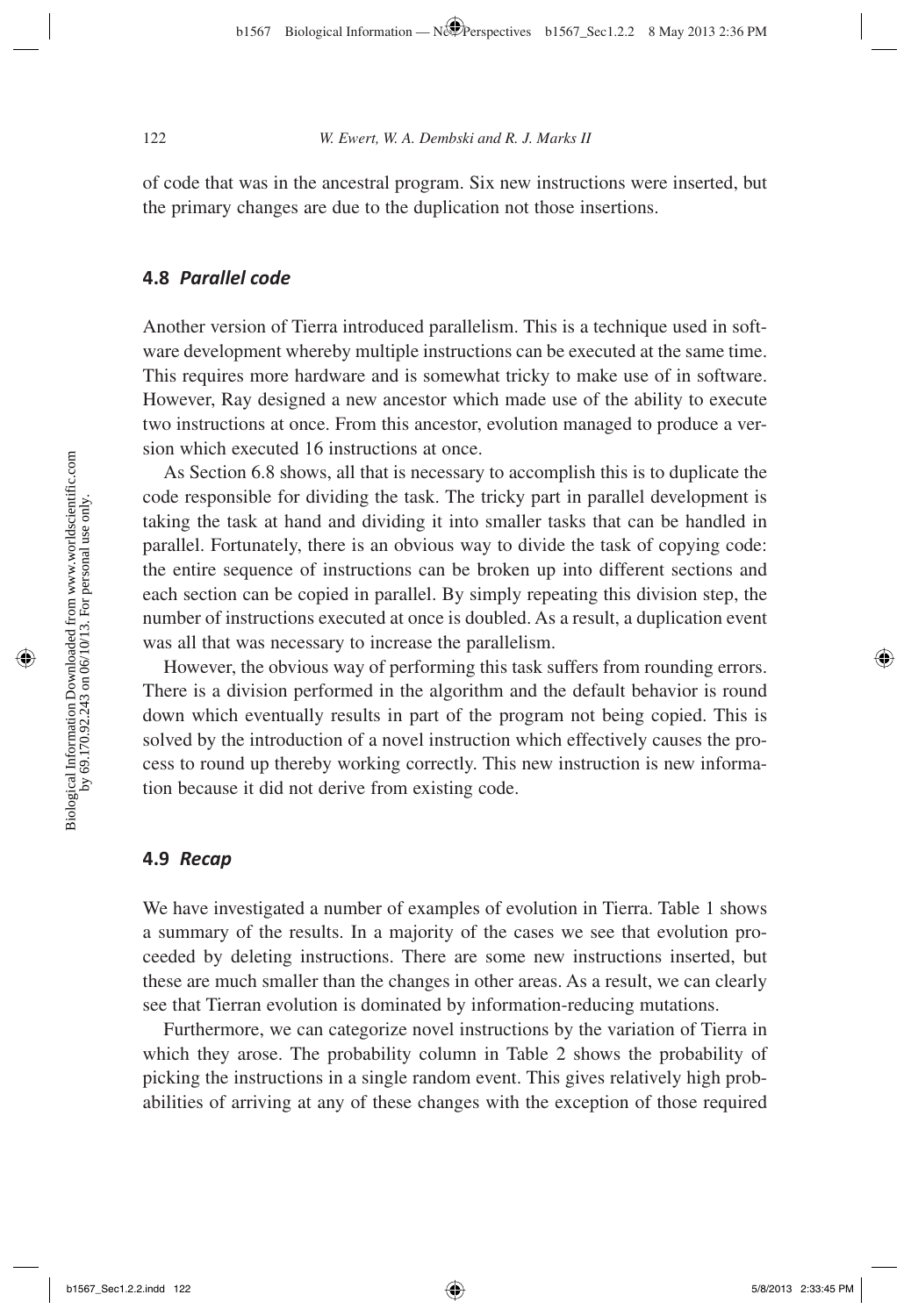of code that was in the ancestral program. Six new instructions were inserted, but the primary changes are due to the duplication not those insertions.

### 4.8 *Parallel code*

Another version of Tierra introduced parallelism. This is a technique used in software development whereby multiple instructions can be executed at the same time. This requires more hardware and is somewhat tricky to make use of in software. However, Ray designed a new ancestor which made use of the ability to execute two instructions at once. From this ancestor, evolution managed to produce a version which executed 16 instructions at once.

As Section 6.8 shows, all that is necessary to accomplish this is to duplicate the code responsible for dividing the task. The tricky part in parallel development is taking the task at hand and dividing it into smaller tasks that can be handled in parallel. Fortunately, there is an obvious way to divide the task of copying code: the entire sequence of instructions can be broken up into different sections and each section can be copied in parallel. By simply repeating this division step, the number of instructions executed at once is doubled. As a result, a duplication event was all that was necessary to increase the parallelism.

However, the obvious way of performing this task suffers from rounding errors. There is a division performed in the algorithm and the default behavior is round down which eventually results in part of the program not being copied. This is solved by the introduction of a novel instruction which effectively causes the process to round up thereby working correctly. This new instruction is new information because it did not derive from existing code.

### 4.9 *Recap*

We have investigated a number of examples of evolution in Tierra. Table 1 shows a summary of the results. In a majority of the cases we see that evolution proceeded by deleting instructions. There are some new instructions inserted, but these are much smaller than the changes in other areas. As a result, we can clearly see that Tierran evolution is dominated by information-reducing mutations.

Furthermore, we can categorize novel instructions by the variation of Tierra in which they arose. The probability column in Table 2 shows the probability of picking the instructions in a single random event. This gives relatively high probabilities of arriving at any of these changes with the exception of those required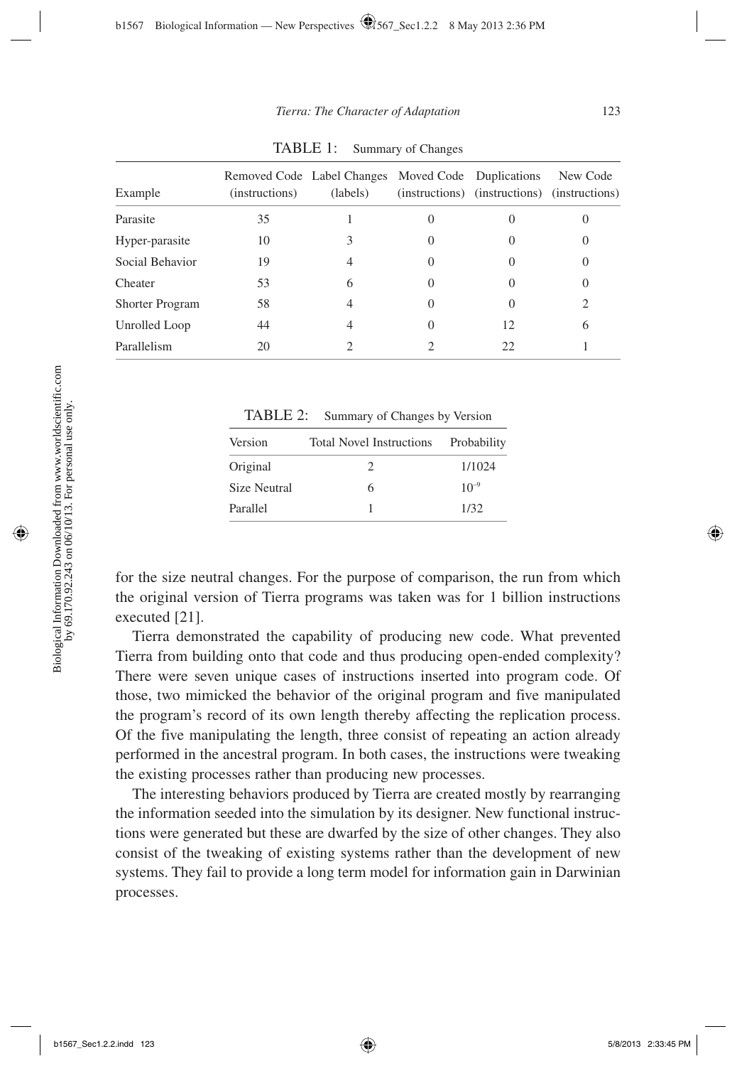TABLE 1: Summary of Changes

| Example | Removed Code (instructions) | Label Changes (labels) | Moved Code (instructions) | Duplications (instructions) | New Code (instructions) |
|---|---|---|---|---|---|
| Parasite | 35 | 1 | 0 | 0 | 0 |
| Hyper-parasite | 10 | 3 | 0 | 0 | 0 |
| Social Behavior | 19 | 4 | 0 | 0 | 0 |
| Cheater | 53 | 6 | 0 | 0 | 0 |
| Shorter Program | 58 | 4 | 0 | 0 | 2 |
| Unrolled Loop | 44 | 4 | 0 | 12 | 6 |
| Parallelism | 20 | 2 | 2 | 22 | 1 |

TABLE 2: Summary of Changes by Version

| Version | Total Novel Instructions | Probability |
|---|---|---|
| Original | 2 | 1/1024 |
| Size Neutral | 6 | $10^{-9}$ |
| Parallel | 1 | 1/32 |

for the size neutral changes. For the purpose of comparison, the run from which the original version of Tierra programs was taken was for 1 billion instructions executed [21].

Tierra demonstrated the capability of producing new code. What prevented Tierra from building onto that code and thus producing open-ended complexity? There were seven unique cases of instructions inserted into program code. Of those, two mimicked the behavior of the original program and five manipulated the program's record of its own length thereby affecting the replication process. Of the five manipulating the length, three consist of repeating an action already performed in the ancestral program. In both cases, the instructions were tweaking the existing processes rather than producing new processes.

The interesting behaviors produced by Tierra are created mostly by rearranging the information seeded into the simulation by its designer. New functional instructions were generated but these are dwarfed by the size of other changes. They also consist of the tweaking of existing systems rather than the development of new systems. They fail to provide a long term model for information gain in Darwinian processes.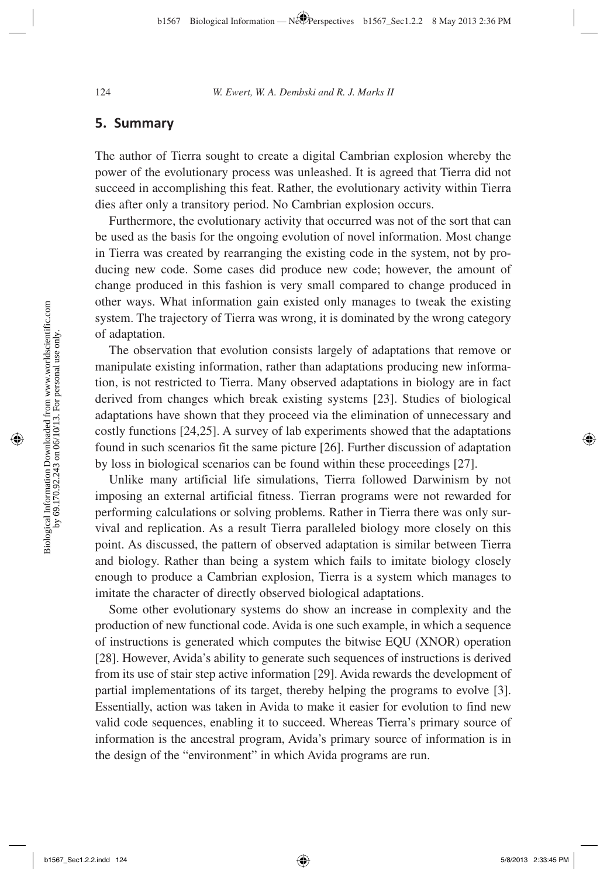## 5. Summary

The author of Tierra sought to create a digital Cambrian explosion whereby the power of the evolutionary process was unleashed. It is agreed that Tierra did not succeed in accomplishing this feat. Rather, the evolutionary activity within Tierra dies after only a transitory period. No Cambrian explosion occurs.

Furthermore, the evolutionary activity that occurred was not of the sort that can be used as the basis for the ongoing evolution of novel information. Most change in Tierra was created by rearranging the existing code in the system, not by producing new code. Some cases did produce new code; however, the amount of change produced in this fashion is very small compared to change produced in other ways. What information gain existed only manages to tweak the existing system. The trajectory of Tierra was wrong, it is dominated by the wrong category of adaptation.

The observation that evolution consists largely of adaptations that remove or manipulate existing information, rather than adaptations producing new information, is not restricted to Tierra. Many observed adaptations in biology are in fact derived from changes which break existing systems [23]. Studies of biological adaptations have shown that they proceed via the elimination of unnecessary and costly functions [24,25]. A survey of lab experiments showed that the adaptations found in such scenarios fit the same picture [26]. Further discussion of adaptation by loss in biological scenarios can be found within these proceedings [27].

Unlike many artificial life simulations, Tierra followed Darwinism by not imposing an external artificial fitness. Tierran programs were not rewarded for performing calculations or solving problems. Rather in Tierra there was only survival and replication. As a result Tierra paralleled biology more closely on this point. As discussed, the pattern of observed adaptation is similar between Tierra and biology. Rather than being a system which fails to imitate biology closely enough to produce a Cambrian explosion, Tierra is a system which manages to imitate the character of directly observed biological adaptations.

Some other evolutionary systems do show an increase in complexity and the production of new functional code. Avida is one such example, in which a sequence of instructions is generated which computes the bitwise EQU (XNOR) operation [28]. However, Avida's ability to generate such sequences of instructions is derived from its use of stair step active information [29]. Avida rewards the development of partial implementations of its target, thereby helping the programs to evolve [3]. Essentially, action was taken in Avida to make it easier for evolution to find new valid code sequences, enabling it to succeed. Whereas Tierra's primary source of information is the ancestral program, Avida's primary source of information is in the design of the "environment" in which Avida programs are run.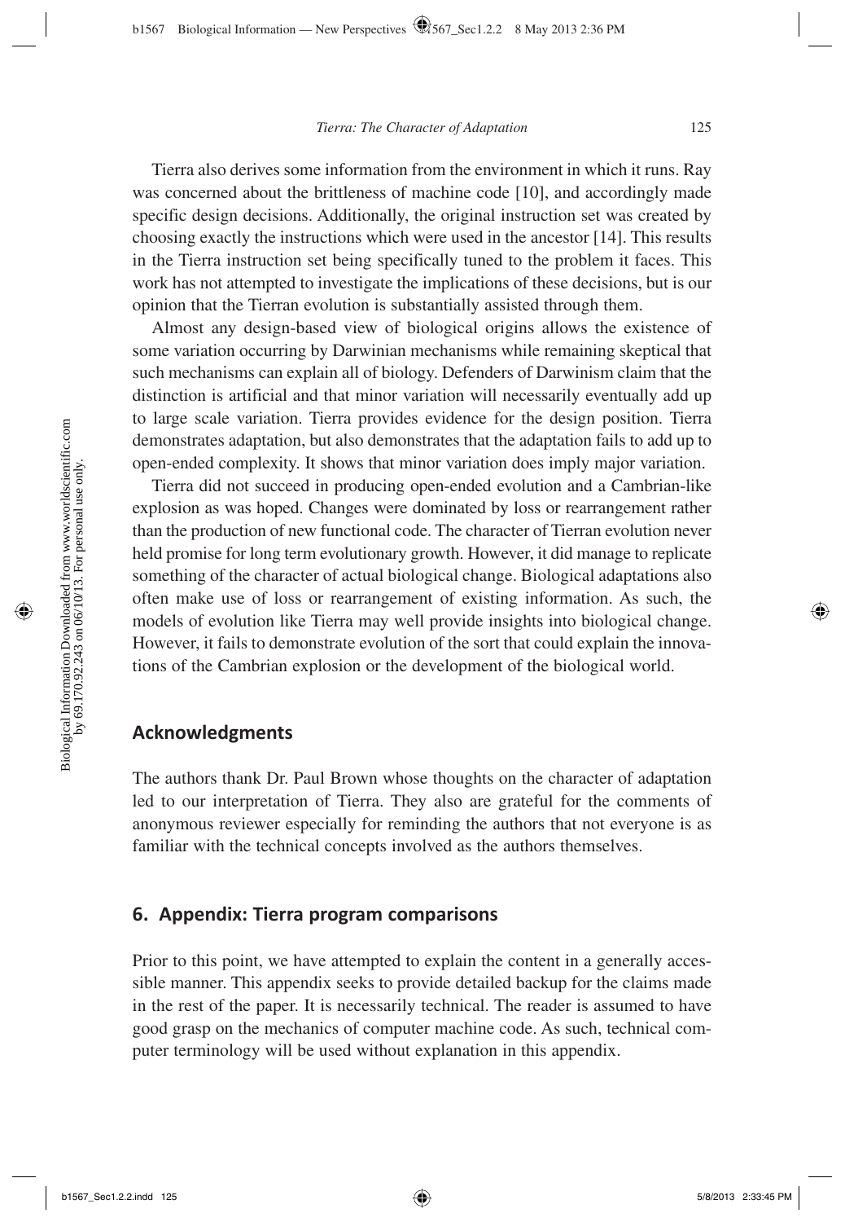Tierra also derives some information from the environment in which it runs. Ray was concerned about the brittleness of machine code [10], and accordingly made specific design decisions. Additionally, the original instruction set was created by choosing exactly the instructions which were used in the ancestor [14]. This results in the Tierra instruction set being specifically tuned to the problem it faces. This work has not attempted to investigate the implications of these decisions, but is our opinion that the Tierran evolution is substantially assisted through them.

Almost any design-based view of biological origins allows the existence of some variation occurring by Darwinian mechanisms while remaining skeptical that such mechanisms can explain all of biology. Defenders of Darwinism claim that the distinction is artificial and that minor variation will necessarily eventually add up to large scale variation. Tierra provides evidence for the design position. Tierra demonstrates adaptation, but also demonstrates that the adaptation fails to add up to open-ended complexity. It shows that minor variation does imply major variation.

Tierra did not succeed in producing open-ended evolution and a Cambrian-like explosion as was hoped. Changes were dominated by loss or rearrangement rather than the production of new functional code. The character of Tierran evolution never held promise for long term evolutionary growth. However, it did manage to replicate something of the character of actual biological change. Biological adaptations also often make use of loss or rearrangement of existing information. As such, the models of evolution like Tierra may well provide insights into biological change. However, it fails to demonstrate evolution of the sort that could explain the innovations of the Cambrian explosion or the development of the biological world.

## Acknowledgments

The authors thank Dr. Paul Brown whose thoughts on the character of adaptation led to our interpretation of Tierra. They also are grateful for the comments of anonymous reviewer especially for reminding the authors that not everyone is as familiar with the technical concepts involved as the authors themselves.

## 6. Appendix: Tierra program comparisons

Prior to this point, we have attempted to explain the content in a generally accessible manner. This appendix seeks to provide detailed backup for the claims made in the rest of the paper. It is necessarily technical. The reader is assumed to have good grasp on the mechanics of computer machine code. As such, technical computer terminology will be used without explanation in this appendix.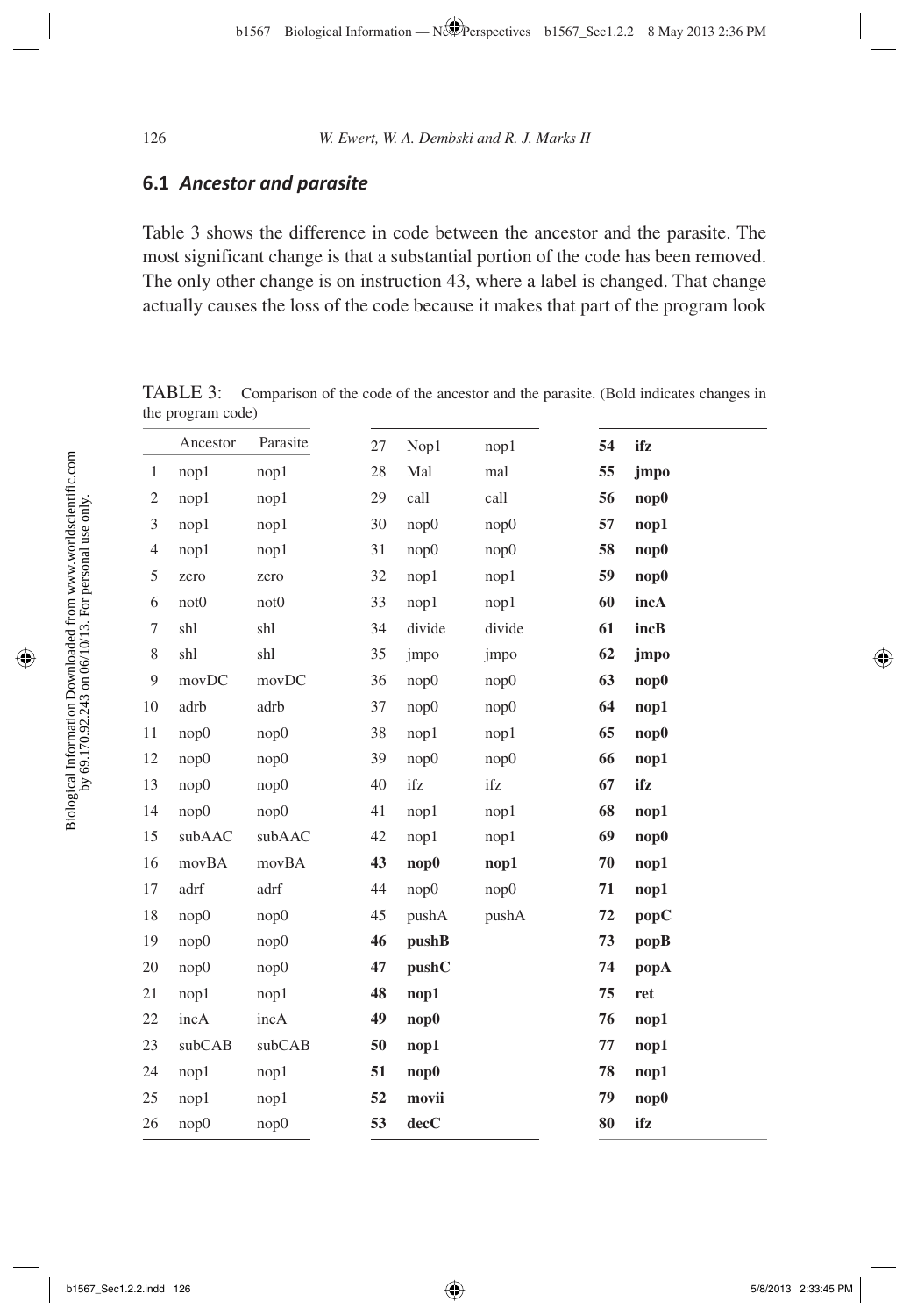## 6.1 *Ancestor and parasite*

Table 3 shows the difference in code between the ancestor and the parasite. The most significant change is that a substantial portion of the code has been removed. The only other change is on instruction 43, where a label is changed. That change actually causes the loss of the code because it makes that part of the program look

TABLE 3: Comparison of the code of the ancestor and the parasite. (Bold indicates changes in the program code)

| | Ancestor | Parasite | | | | | | |
|---|---|---|---|---|---|---|---|---|
| 1 | nop1 | nop1 | 27 | Nop1 | nop1 | **54** | **ifz** | |
| 2 | nop1 | nop1 | 28 | Mal | mal | **55** | **jmpo** | |
| 3 | nop1 | nop1 | 29 | call | call | **56** | **nop0** | |
| 4 | nop1 | nop1 | 30 | nop0 | nop0 | **57** | **nop1** | |
| 5 | zero | zero | 31 | nop0 | nop0 | **58** | **nop0** | |
| 6 | not0 | not0 | 32 | nop1 | nop1 | **59** | **nop0** | |
| 7 | shl | shl | 33 | nop1 | nop1 | **60** | **incA** | |
| 8 | shl | shl | 34 | divide | divide | **61** | **incB** | |
| 9 | movDC | movDC | 35 | jmpo | jmpo | **62** | **jmpo** | |
| 10 | adrb | adrb | 36 | nop0 | nop0 | **63** | **nop0** | |
| 11 | nop0 | nop0 | 37 | nop0 | nop0 | **64** | **nop1** | |
| 12 | nop0 | nop0 | 38 | nop1 | nop1 | **65** | **nop0** | |
| 13 | nop0 | nop0 | 39 | nop0 | nop0 | **66** | **nop1** | |
| 14 | nop0 | nop0 | 40 | ifz | ifz | **67** | **ifz** | |
| 15 | subAAC | subAAC | 41 | nop1 | nop1 | **68** | **nop1** | |
| 16 | movBA | movBA | 42 | nop1 | nop1 | **69** | **nop0** | |
| 17 | adrf | adrf | **43** | **nop0** | **nop1** | **70** | **nop1** | |
| 18 | nop0 | nop0 | 44 | nop0 | nop0 | **71** | **nop1** | |
| 19 | nop0 | nop0 | 45 | pushA | pushA | **72** | **popC** | |
| 20 | nop0 | nop0 | **46** | **pushB** | | **73** | **popB** | |
| 21 | nop1 | nop1 | **47** | **pushC** | | **74** | **popA** | |
| 22 | incA | incA | **48** | **nop1** | | **75** | **ret** | |
| 23 | subCAB | subCAB | **49** | **nop0** | | **76** | **nop1** | |
| 24 | nop1 | nop1 | **50** | **nop1** | | **77** | **nop1** | |
| 25 | nop1 | nop1 | **51** | **nop0** | | **78** | **nop1** | |
| 26 | nop0 | nop0 | **52** | **movii** | | **79** | **nop0** | |
| | | | **53** | **decC** | | **80** | **ifz** | |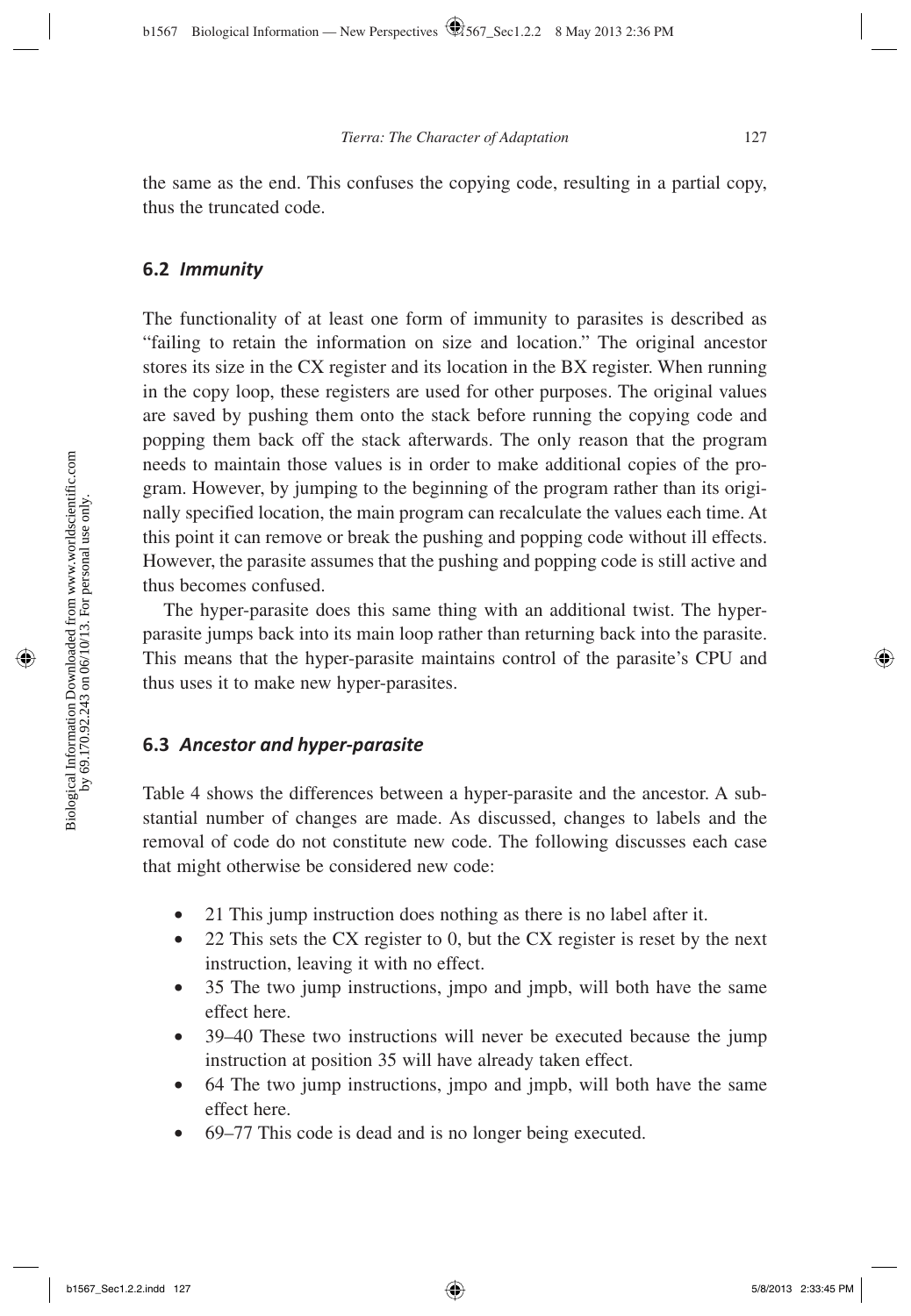the same as the end. This confuses the copying code, resulting in a partial copy, thus the truncated code.

### 6.2 *Immunity*

The functionality of at least one form of immunity to parasites is described as "failing to retain the information on size and location." The original ancestor stores its size in the CX register and its location in the BX register. When running in the copy loop, these registers are used for other purposes. The original values are saved by pushing them onto the stack before running the copying code and popping them back off the stack afterwards. The only reason that the program needs to maintain those values is in order to make additional copies of the program. However, by jumping to the beginning of the program rather than its originally specified location, the main program can recalculate the values each time. At this point it can remove or break the pushing and popping code without ill effects. However, the parasite assumes that the pushing and popping code is still active and thus becomes confused.

The hyper-parasite does this same thing with an additional twist. The hyper-parasite jumps back into its main loop rather than returning back into the parasite. This means that the hyper-parasite maintains control of the parasite's CPU and thus uses it to make new hyper-parasites.

### 6.3 *Ancestor and hyper-parasite*

Table 4 shows the differences between a hyper-parasite and the ancestor. A substantial number of changes are made. As discussed, changes to labels and the removal of code do not constitute new code. The following discusses each case that might otherwise be considered new code:

- 21 This jump instruction does nothing as there is no label after it.
- 22 This sets the CX register to 0, but the CX register is reset by the next instruction, leaving it with no effect.
- 35 The two jump instructions, jmpo and jmpb, will both have the same effect here.
- 39–40 These two instructions will never be executed because the jump instruction at position 35 will have already taken effect.
- 64 The two jump instructions, jmpo and jmpb, will both have the same effect here.
- 69–77 This code is dead and is no longer being executed.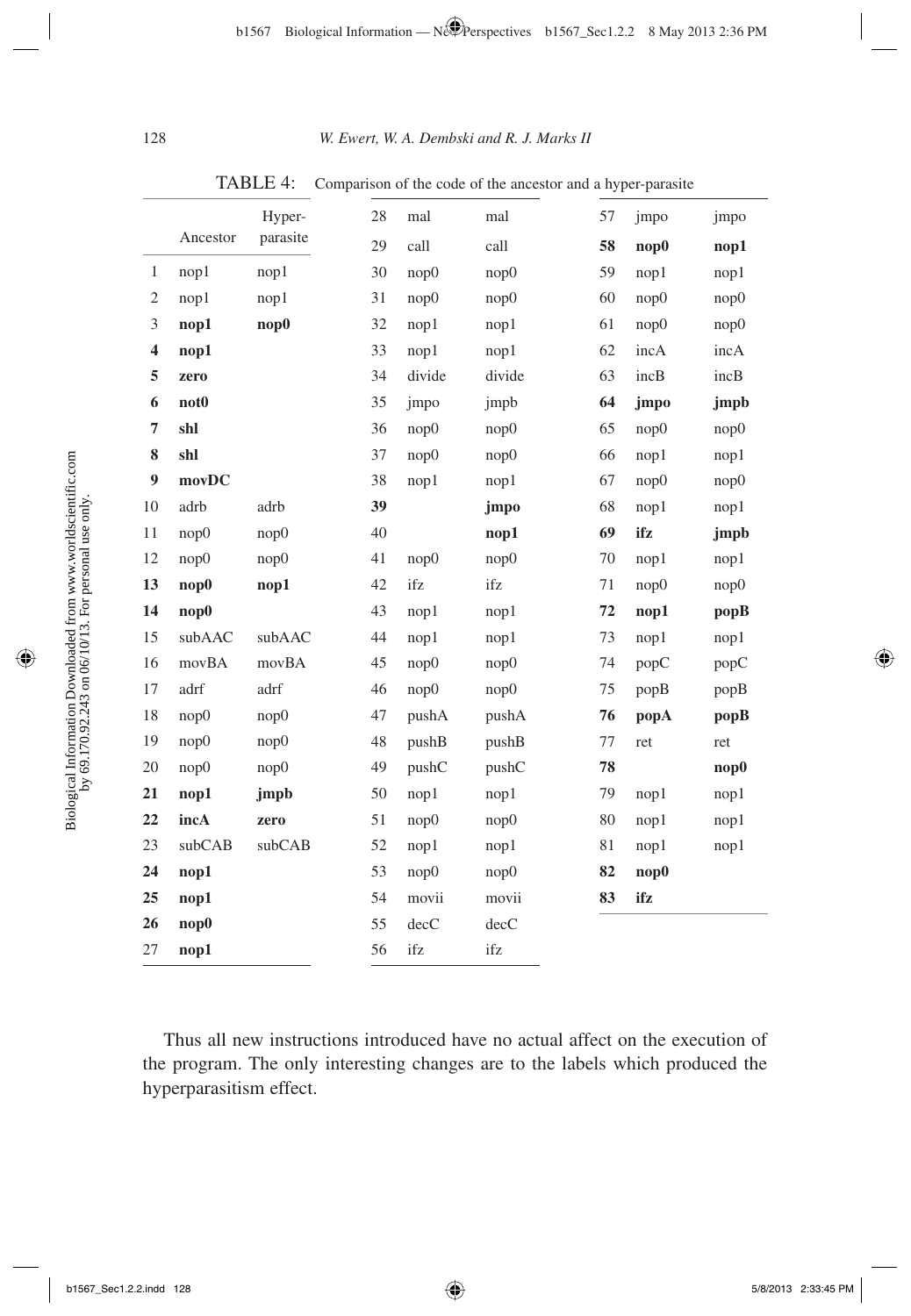TABLE 4: Comparison of the code of the ancestor and a hyper-parasite

| | Ancestor | Hyper-parasite |
|---|---|---|
| 1 | nop1 | nop1 |
| 2 | nop1 | nop1 |
| **3** | **nop1** | **nop0** |
| **4** | **nop1** | |
| **5** | **zero** | |
| **6** | **not0** | |
| **7** | **shl** | |
| **8** | **shl** | |
| **9** | **movDC** | |
| 10 | adrb | adrb |
| 11 | nop0 | nop0 |
| 12 | nop0 | nop0 |
| **13** | **nop0** | **nop1** |
| **14** | **nop0** | |
| 15 | subAAC | subAAC |
| 16 | movBA | movBA |
| 17 | adrf | adrf |
| 18 | nop0 | nop0 |
| 19 | nop0 | nop0 |
| 20 | nop0 | nop0 |
| **21** | **nop1** | **jmpb** |
| **22** | **incA** | **zero** |
| 23 | subCAB | subCAB |
| **24** | **nop1** | |
| **25** | **nop1** | |
| **26** | **nop0** | |
| **27** | **nop1** | |
| 28 | mal | mal |
| 29 | call | call |
| 30 | nop0 | nop0 |
| 31 | nop0 | nop0 |
| 32 | nop1 | nop1 |
| 33 | nop1 | nop1 |
| 34 | divide | divide |
| 35 | jmpo | jmpb |
| 36 | nop0 | nop0 |
| 37 | nop0 | nop0 |
| 38 | nop1 | nop1 |
| **39** | | **jmpo** |
| **40** | | **nop1** |
| 41 | nop0 | nop0 |
| 42 | ifz | ifz |
| 43 | nop1 | nop1 |
| 44 | nop1 | nop1 |
| 45 | nop0 | nop0 |
| 46 | nop0 | nop0 |
| 47 | pushA | pushA |
| 48 | pushB | pushB |
| 49 | pushC | pushC |
| 50 | nop1 | nop1 |
| 51 | nop0 | nop0 |
| 52 | nop1 | nop1 |
| 53 | nop0 | nop0 |
| 54 | movii | movii |
| 55 | decC | decC |
| 56 | ifz | ifz |
| 57 | jmpo | jmpo |
| **58** | **nop0** | **nop1** |
| 59 | nop1 | nop1 |
| 60 | nop0 | nop0 |
| 61 | nop0 | nop0 |
| 62 | incA | incA |
| 63 | incB | incB |
| **64** | **jmpo** | **jmpb** |
| 65 | nop0 | nop0 |
| 66 | nop1 | nop1 |
| 67 | nop0 | nop0 |
| 68 | nop1 | nop1 |
| **69** | **ifz** | **jmpb** |
| 70 | nop1 | nop1 |
| 71 | nop0 | nop0 |
| **72** | **nop1** | **popB** |
| 73 | nop1 | nop1 |
| 74 | popC | popC |
| 75 | popB | popB |
| **76** | **popA** | **popB** |
| 77 | ret | ret |
| **78** | | **nop0** |
| 79 | nop1 | nop1 |
| 80 | nop1 | nop1 |
| 81 | nop1 | nop1 |
| **82** | **nop0** | |
| **83** | **ifz** | |

Thus all new instructions introduced have no actual affect on the execution of the program. The only interesting changes are to the labels which produced the hyperparasitism effect.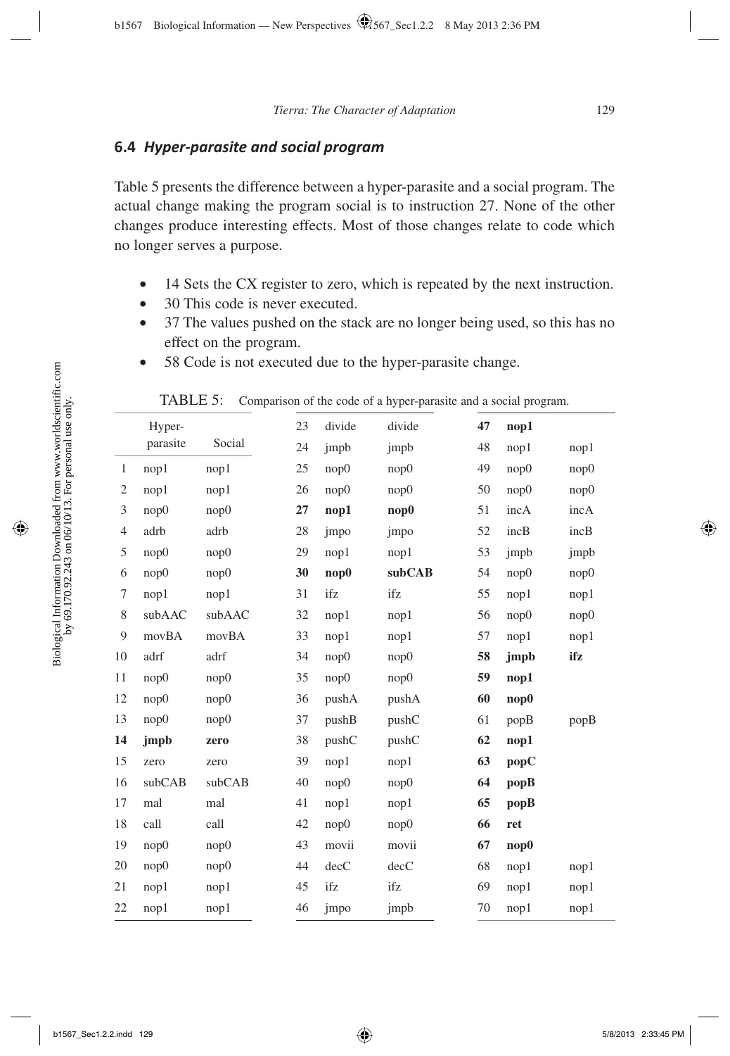## 6.4 *Hyper-parasite and social program*

Table 5 presents the difference between a hyper-parasite and a social program. The actual change making the program social is to instruction 27. None of the other changes produce interesting effects. Most of those changes relate to code which no longer serves a purpose.

- 14 Sets the CX register to zero, which is repeated by the next instruction.
- 30 This code is never executed.
- 37 The values pushed on the stack are no longer being used, so this has no effect on the program.
- 58 Code is not executed due to the hyper-parasite change.

TABLE 5: Comparison of the code of a hyper-parasite and a social program.

| | Hyper-parasite | Social | | | | | | |
|---|---|---|---|---|---|---|---|---|
| 1 | nop1 | nop1 | 23 | divide | divide | **47** | **nop1** | |
| 2 | nop1 | nop1 | 24 | jmpb | jmpb | 48 | nop1 | nop1 |
| 3 | nop0 | nop0 | 25 | nop0 | nop0 | 49 | nop0 | nop0 |
| 4 | adrb | adrb | 26 | nop0 | nop0 | 50 | nop0 | nop0 |
| 5 | nop0 | nop0 | **27** | **nop1** | **nop0** | 51 | incA | incA |
| 6 | nop0 | nop0 | 28 | jmpo | jmpo | 52 | incB | incB |
| 7 | nop1 | nop1 | 29 | nop1 | nop1 | 53 | jmpb | jmpb |
| 8 | subAAC | subAAC | **30** | **nop0** | **subCAB** | 54 | nop0 | nop0 |
| 9 | movBA | movBA | 31 | ifz | ifz | 55 | nop1 | nop1 |
| 10 | adrf | adrf | 32 | nop1 | nop1 | 56 | nop0 | nop0 |
| 11 | nop0 | nop0 | 33 | nop1 | nop1 | 57 | nop1 | nop1 |
| 12 | nop0 | nop0 | 34 | nop0 | nop0 | **58** | **jmpb** | **ifz** |
| 13 | nop0 | nop0 | 35 | nop0 | nop0 | **59** | **nop1** | |
| **14** | **jmpb** | **zero** | 36 | pushA | pushA | **60** | **nop0** | |
| 15 | zero | zero | 37 | pushB | pushC | 61 | popB | popB |
| 16 | subCAB | subCAB | 38 | pushC | pushC | **62** | **nop1** | |
| 17 | mal | mal | 39 | nop1 | nop1 | **63** | **popC** | |
| 18 | call | call | 40 | nop0 | nop0 | **64** | **popB** | |
| 19 | nop0 | nop0 | 41 | nop1 | nop1 | **65** | **popB** | |
| 20 | nop0 | nop0 | 42 | nop0 | nop0 | **66** | **ret** | |
| 21 | nop1 | nop1 | 43 | movii | movii | **67** | **nop0** | |
| 22 | nop1 | nop1 | 44 | decC | decC | 68 | nop1 | nop1 |
| | | | 45 | ifz | ifz | 69 | nop1 | nop1 |
| | | | 46 | jmpo | jmpb | 70 | nop1 | nop1 |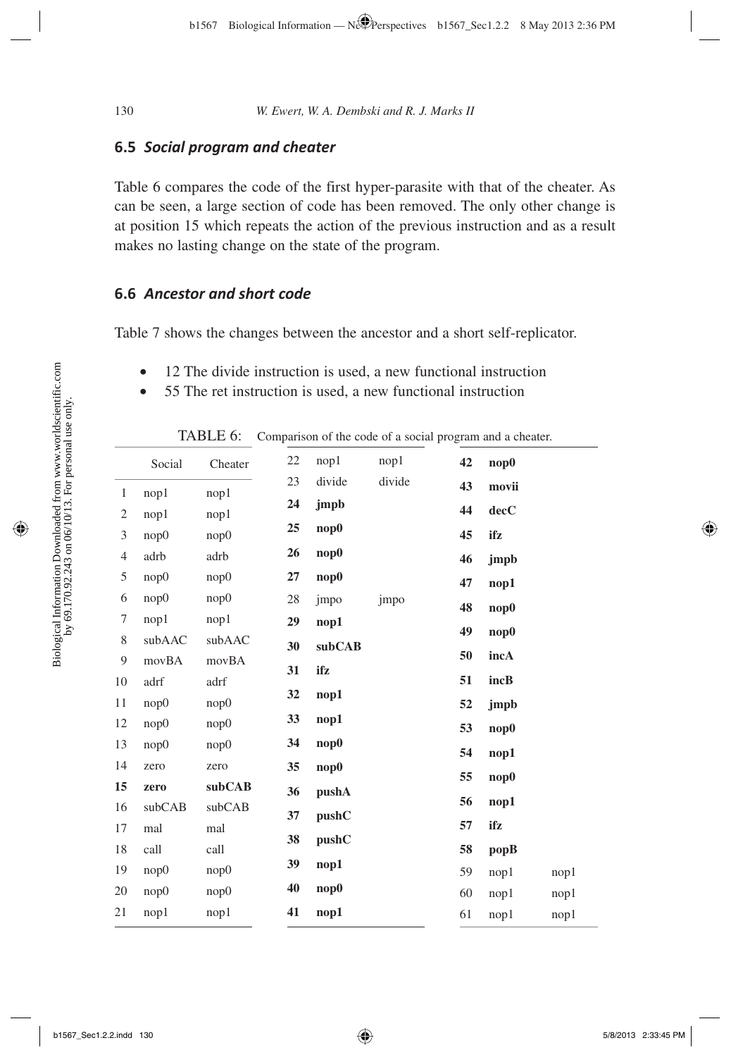### 6.5 *Social program and cheater*

Table 6 compares the code of the first hyper-parasite with that of the cheater. As can be seen, a large section of code has been removed. The only other change is at position 15 which repeats the action of the previous instruction and as a result makes no lasting change on the state of the program.

### 6.6 *Ancestor and short code*

Table 7 shows the changes between the ancestor and a short self-replicator.

- 12 The divide instruction is used, a new functional instruction
- 55 The ret instruction is used, a new functional instruction

TABLE 6: Comparison of the code of a social program and a cheater.

| | Social | Cheater | | | | | | |
|---|---|---|---|---|---|---|---|---|
| 1 | nop1 | nop1 | 22 | nop1 | nop1 | **42** | **nop0** | |
| 2 | nop1 | nop1 | 23 | divide | divide | **43** | **movii** | |
| 3 | nop0 | nop0 | **24** | **jmpb** | | **44** | **decC** | |
| 4 | adrb | adrb | **25** | **nop0** | | **45** | **ifz** | |
| 5 | nop0 | nop0 | **26** | **nop0** | | **46** | **jmpb** | |
| 6 | nop0 | nop0 | **27** | **nop0** | | **47** | **nop1** | |
| 7 | nop1 | nop1 | 28 | jmpo | jmpo | **48** | **nop0** | |
| 8 | subAAC | subAAC | **29** | **nop1** | | **49** | **nop0** | |
| 9 | movBA | movBA | **30** | **subCAB** | | **50** | **incA** | |
| 10 | adrf | adrf | **31** | **ifz** | | **51** | **incB** | |
| 11 | nop0 | nop0 | **32** | **nop1** | | **52** | **jmpb** | |
| 12 | nop0 | nop0 | **33** | **nop1** | | **53** | **nop0** | |
| 13 | nop0 | nop0 | **34** | **nop0** | | **54** | **nop1** | |
| 14 | zero | zero | **35** | **nop0** | | **55** | **nop0** | |
| **15** | **zero** | **subCAB** | **36** | **pushA** | | **56** | **nop1** | |
| 16 | subCAB | subCAB | **37** | **pushC** | | **57** | **ifz** | |
| 17 | mal | mal | **38** | **pushC** | | **58** | **popB** | |
| 18 | call | call | **39** | **nop1** | | 59 | nop1 | nop1 |
| 19 | nop0 | nop0 | **40** | **nop0** | | 60 | nop1 | nop1 |
| 20 | nop0 | nop0 | **41** | **nop1** | | 61 | nop1 | nop1 |
| 21 | nop1 | nop1 | | | | | | |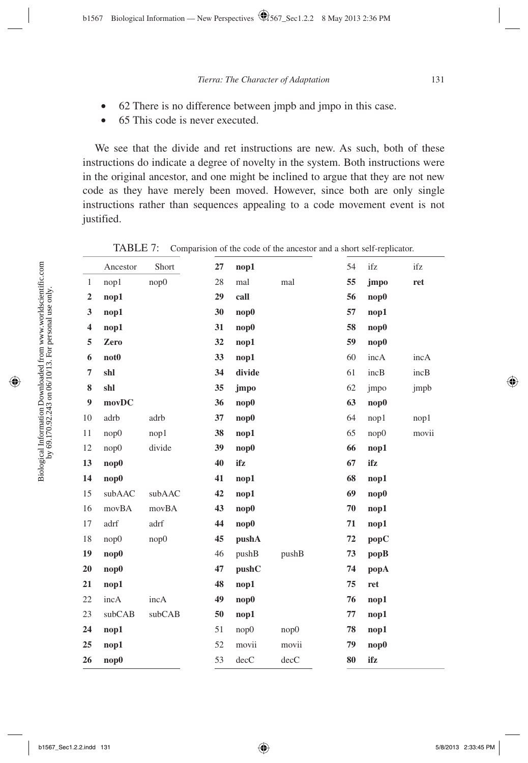- 62 There is no difference between jmpb and jmpo in this case.
- 65 This code is never executed.

We see that the divide and ret instructions are new. As such, both of these instructions do indicate a degree of novelty in the system. Both instructions were in the original ancestor, and one might be inclined to argue that they are not new code as they have merely been moved. However, since both are only single instructions rather than sequences appealing to a code movement event is not justified.

TABLE 7: Comparision of the code of the ancestor and a short self-replicator.

| | Ancestor | Short | | | | | | |
|---|---|---|---|---|---|---|---|---|
| 1 | nop1 | nop0 | **27** | **nop1** | | 54 | ifz | ifz |
| **2** | **nop1** | | 28 | mal | mal | **55** | **jmpo** | **ret** |
| **3** | **nop1** | | **29** | **call** | | **56** | **nop0** | |
| **4** | **nop1** | | **30** | **nop0** | | **57** | **nop1** | |
| **5** | **Zero** | | **31** | **nop0** | | **58** | **nop0** | |
| **6** | **not0** | | **32** | **nop1** | | **59** | **nop0** | |
| **7** | **shl** | | **33** | **nop1** | | 60 | incA | incA |
| **8** | **shl** | | **34** | **divide** | | 61 | incB | incB |
| **9** | **movDC** | | **35** | **jmpo** | | 62 | jmpo | jmpb |
| 10 | adrb | adrb | **36** | **nop0** | | **63** | **nop0** | |
| 11 | nop0 | nop1 | **37** | **nop0** | | 64 | nop1 | nop1 |
| 12 | nop0 | divide | **38** | **nop1** | | 65 | nop0 | movii |
| **13** | **nop0** | | **39** | **nop0** | | **66** | **nop1** | |
| **14** | **nop0** | | **40** | **ifz** | | **67** | **ifz** | |
| 15 | subAAC | subAAC | **41** | **nop1** | | **68** | **nop1** | |
| 16 | movBA | movBA | **42** | **nop1** | | **69** | **nop0** | |
| 17 | adrf | adrf | **43** | **nop0** | | **70** | **nop1** | |
| 18 | nop0 | nop0 | **44** | **nop0** | | **71** | **nop1** | |
| **19** | **nop0** | | **45** | **pushA** | | **72** | **popC** | |
| **20** | **nop0** | | 46 | pushB | pushB | **73** | **popB** | |
| **21** | **nop1** | | **47** | **pushC** | | **74** | **popA** | |
| 22 | incA | incA | **48** | **nop1** | | **75** | **ret** | |
| 23 | subCAB | subCAB | **49** | **nop0** | | **76** | **nop1** | |
| **24** | **nop1** | | **50** | **nop1** | | **77** | **nop1** | |
| **25** | **nop1** | | 51 | nop0 | nop0 | **78** | **nop1** | |
| **26** | **nop0** | | 52 | movii | movii | **79** | **nop0** | |
| | | | 53 | decC | decC | **80** | **ifz** | |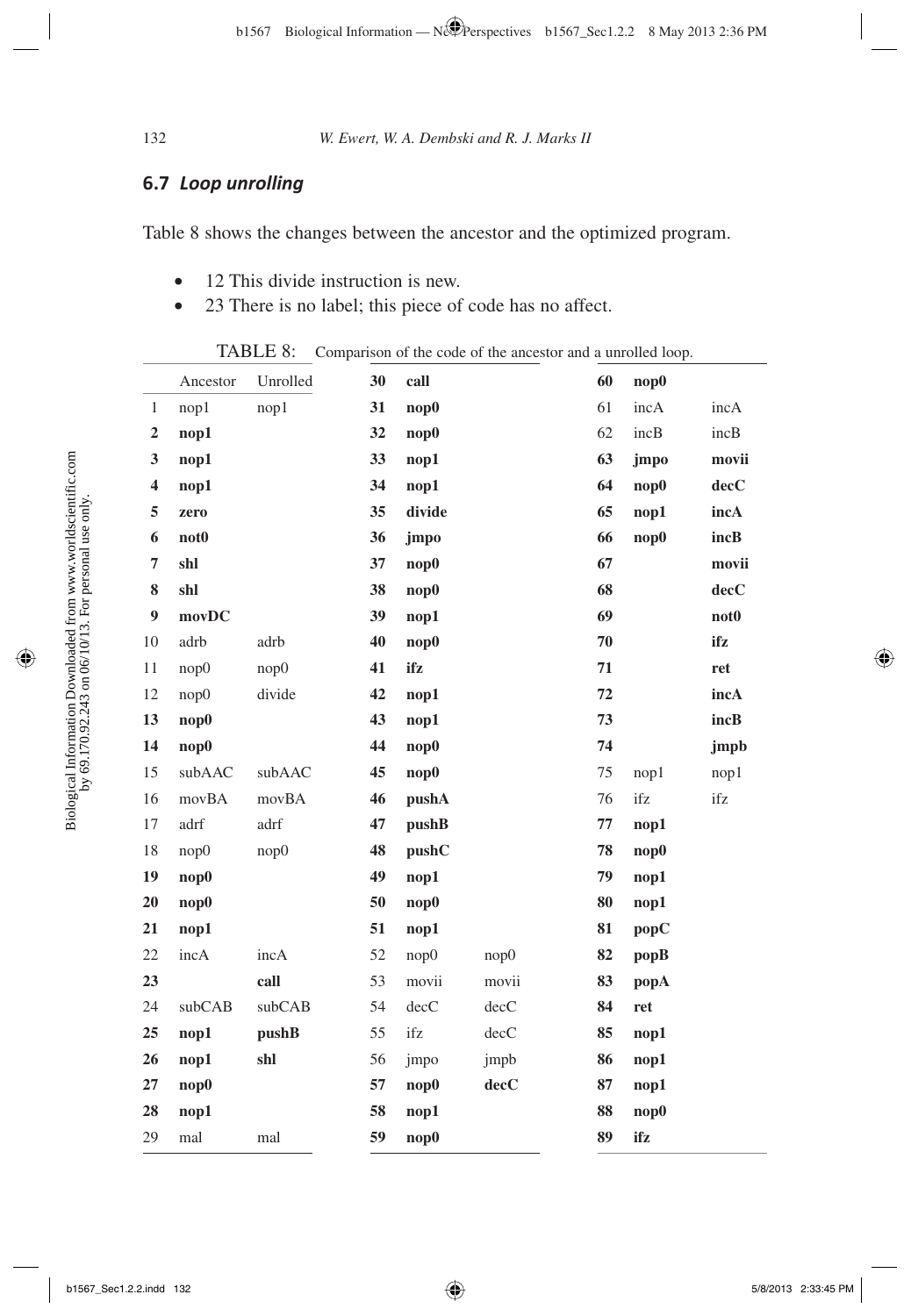## 6.7 *Loop unrolling*

Table 8 shows the changes between the ancestor and the optimized program.

- 12 This divide instruction is new.
- 23 There is no label; this piece of code has no affect.

TABLE 8: Comparison of the code of the ancestor and a unrolled loop.

| | Ancestor | Unrolled | | | | | | |
|---|---|---|---|---|---|---|---|---|
| 1 | nop1 | nop1 | **30** | **call** | | **60** | **nop0** | |
| **2** | **nop1** | | **31** | **nop0** | | 61 | incA | incA |
| **3** | **nop1** | | **32** | **nop0** | | 62 | incB | incB |
| **4** | **nop1** | | **33** | **nop1** | | **63** | **jmpo** | **movii** |
| **5** | **zero** | | **34** | **nop1** | | **64** | **nop0** | **decC** |
| **6** | **not0** | | **35** | **divide** | | **65** | **nop1** | **incA** |
| **7** | **shl** | | **36** | **jmpo** | | **66** | **nop0** | **incB** |
| **8** | **shl** | | **37** | **nop0** | | **67** | | **movii** |
| **9** | **movDC** | | **38** | **nop0** | | **68** | | **decC** |
| 10 | adrb | adrb | **39** | **nop1** | | **69** | | **not0** |
| 11 | nop0 | nop0 | **40** | **nop0** | | **70** | | **ifz** |
| 12 | nop0 | divide | **41** | **ifz** | | **71** | | **ret** |
| **13** | **nop0** | | **42** | **nop1** | | **72** | | **incA** |
| **14** | **nop0** | | **43** | **nop1** | | **73** | | **incB** |
| 15 | subAAC | subAAC | **44** | **nop0** | | **74** | | **jmpb** |
| 16 | movBA | movBA | **45** | **nop0** | | 75 | nop1 | nop1 |
| 17 | adrf | adrf | **46** | **pushA** | | 76 | ifz | ifz |
| 18 | nop0 | nop0 | **47** | **pushB** | | **77** | **nop1** | |
| **19** | **nop0** | | **48** | **pushC** | | **78** | **nop0** | |
| **20** | **nop0** | | **49** | **nop1** | | **79** | **nop1** | |
| **21** | **nop1** | | **50** | **nop0** | | **80** | **nop1** | |
| 22 | incA | incA | **51** | **nop1** | | **81** | **popC** | |
| **23** | | **call** | 52 | nop0 | nop0 | **82** | **popB** | |
| 24 | subCAB | subCAB | 53 | movii | movii | **83** | **popA** | |
| **25** | **nop1** | **pushB** | 54 | decC | decC | **84** | **ret** | |
| **26** | **nop1** | **shl** | 55 | ifz | decC | **85** | **nop1** | |
| **27** | **nop0** | | 56 | jmpo | jmpb | **86** | **nop1** | |
| **28** | **nop1** | | **57** | **nop0** | **decC** | **87** | **nop1** | |
| 29 | mal | mal | **58** | **nop1** | | **88** | **nop0** | |
| | | | **59** | **nop0** | | **89** | **ifz** | |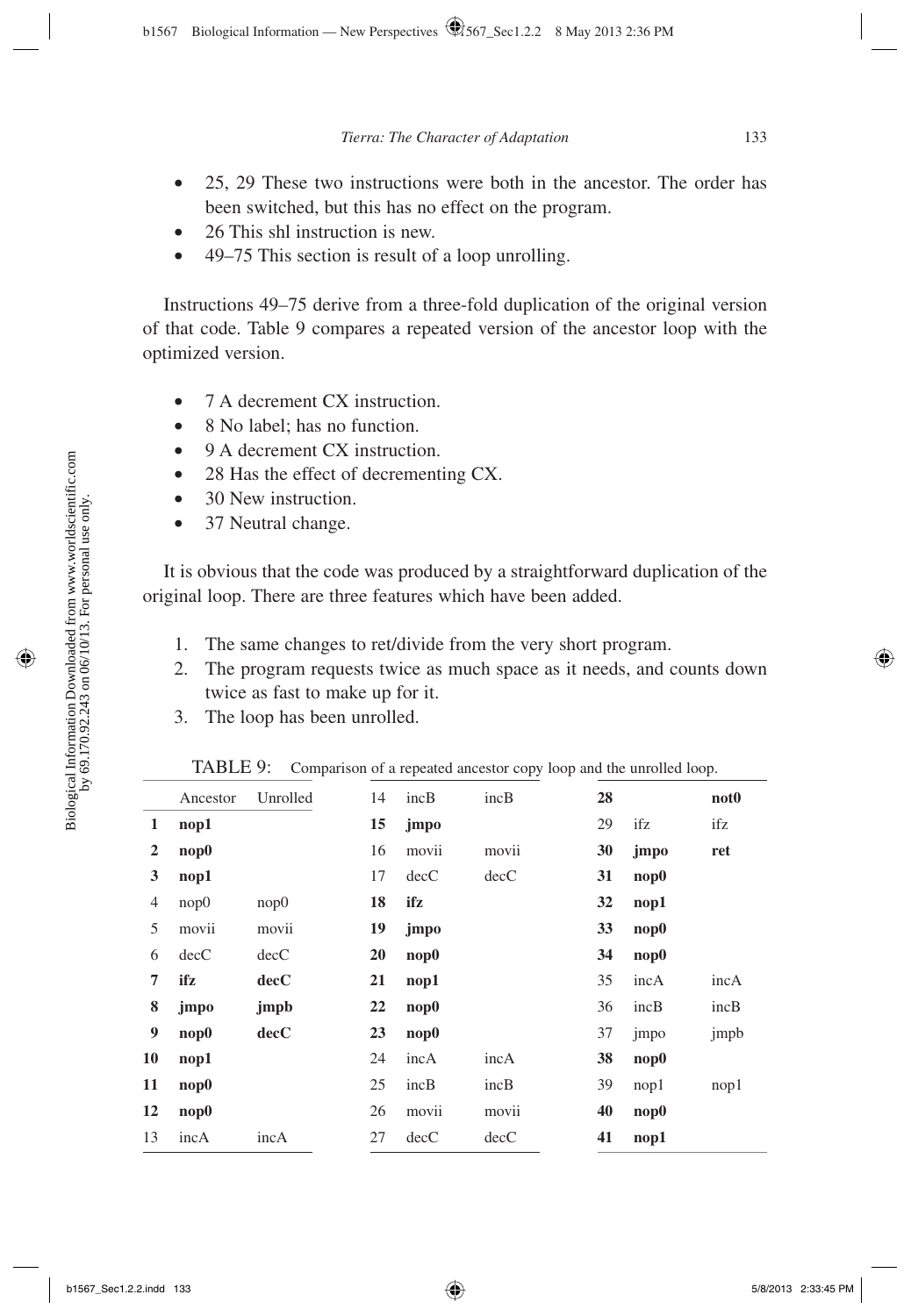- 25, 29 These two instructions were both in the ancestor. The order has been switched, but this has no effect on the program.
- 26 This shl instruction is new.
- 49–75 This section is result of a loop unrolling.

Instructions 49–75 derive from a three-fold duplication of the original version of that code. Table 9 compares a repeated version of the ancestor loop with the optimized version.

- 7 A decrement CX instruction.
- 8 No label; has no function.
- 9 A decrement CX instruction.
- 28 Has the effect of decrementing CX.
- 30 New instruction.
- 37 Neutral change.

It is obvious that the code was produced by a straightforward duplication of the original loop. There are three features which have been added.

1. The same changes to ret/divide from the very short program.
2. The program requests twice as much space as it needs, and counts down twice as fast to make up for it.
3. The loop has been unrolled.

TABLE 9: Comparison of a repeated ancestor copy loop and the unrolled loop.

| | Ancestor | Unrolled | | | | | | |
|---|---|---|---|---|---|---|---|---|
| **1** | **nop1** | | 14 | incB | incB | **28** | | **not0** |
| **2** | **nop0** | | **15** | **jmpo** | | 29 | ifz | ifz |
| **3** | **nop1** | | 16 | movii | movii | **30** | **jmpo** | **ret** |
| 4 | nop0 | nop0 | 17 | decC | decC | **31** | **nop0** | |
| 5 | movii | movii | **18** | **ifz** | | **32** | **nop1** | |
| 6 | decC | decC | **19** | **jmpo** | | **33** | **nop0** | |
| **7** | **ifz** | **decC** | **20** | **nop0** | | **34** | **nop0** | |
| **8** | **jmpo** | **jmpb** | **21** | **nop1** | | 35 | incA | incA |
| **9** | **nop0** | **decC** | **22** | **nop0** | | 36 | incB | incB |
| **10** | **nop1** | | **23** | **nop0** | | 37 | jmpo | jmpb |
| **11** | **nop0** | | 24 | incA | incA | **38** | **nop0** | |
| **12** | **nop0** | | 25 | incB | incB | 39 | nop1 | nop1 |
| 13 | incA | incA | 26 | movii | movii | **40** | **nop0** | |
| | | | 27 | decC | decC | **41** | **nop1** | |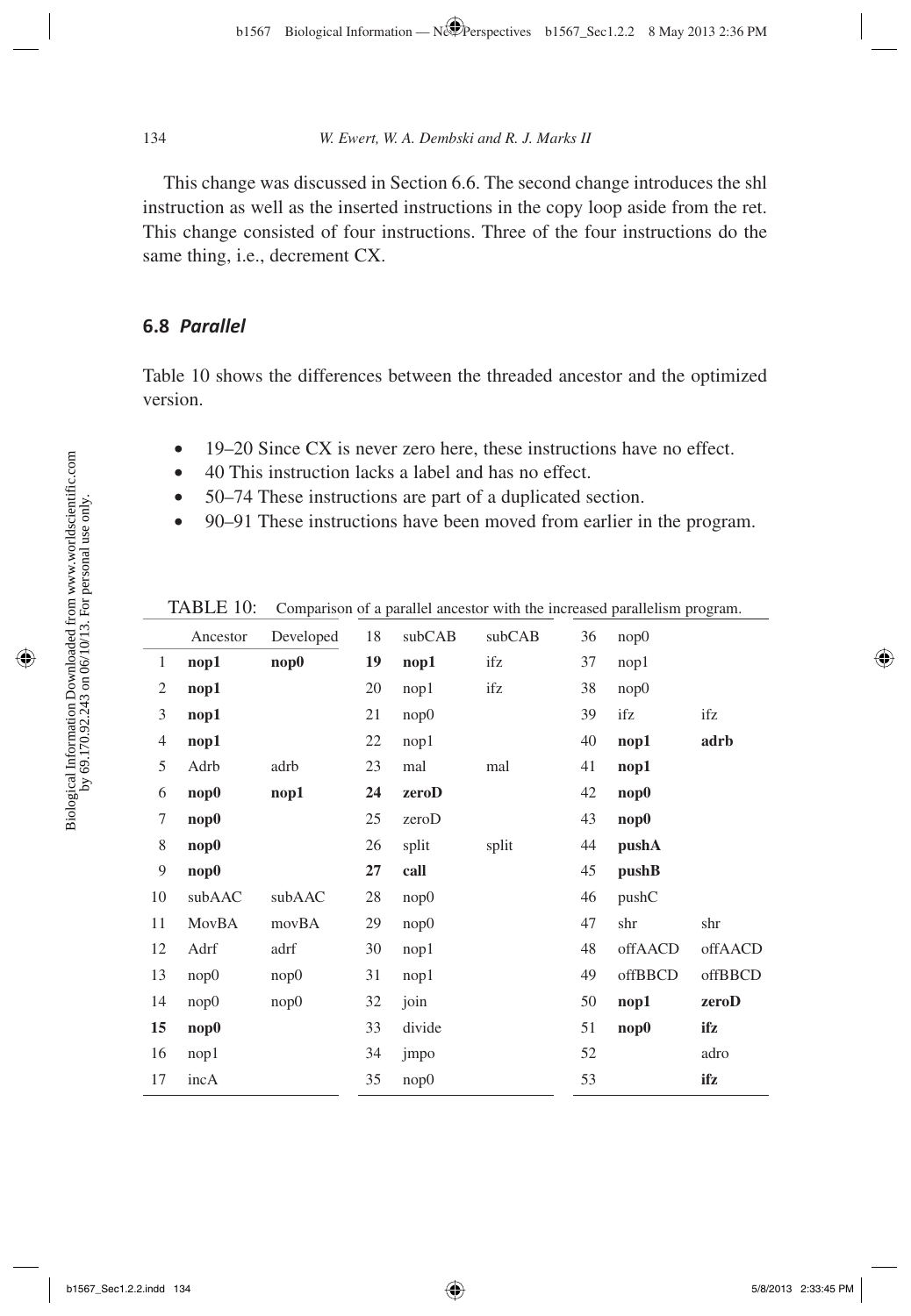This change was discussed in Section 6.6. The second change introduces the shl instruction as well as the inserted instructions in the copy loop aside from the ret. This change consisted of four instructions. Three of the four instructions do the same thing, i.e., decrement CX.

### 6.8 *Parallel*

Table 10 shows the differences between the threaded ancestor and the optimized version.

- 19–20 Since CX is never zero here, these instructions have no effect.
- 40 This instruction lacks a label and has no effect.
- 50–74 These instructions are part of a duplicated section.
- 90–91 These instructions have been moved from earlier in the program.

TABLE 10: Comparison of a parallel ancestor with the increased parallelism program.

| | Ancestor | Developed | | | | | | |
|---|---|---|---|---|---|---|---|---|
| 1 | **nop1** | **nop0** | 18 | subCAB | subCAB | 36 | nop0 | |
| 2 | **nop1** | | **19** | **nop1** | ifz | 37 | nop1 | |
| 3 | **nop1** | | 20 | nop1 | ifz | 38 | nop0 | |
| 4 | **nop1** | | 21 | nop0 | | 39 | ifz | ifz |
| 5 | Adrb | adrb | 22 | nop1 | | 40 | **nop1** | **adrb** |
| 6 | **nop0** | **nop1** | 23 | mal | mal | 41 | **nop1** | |
| 7 | **nop0** | | **24** | **zeroD** | | 42 | **nop0** | |
| 8 | **nop0** | | 25 | zeroD | | 43 | **nop0** | |
| 9 | **nop0** | | 26 | split | split | 44 | **pushA** | |
| 10 | subAAC | subAAC | **27** | **call** | | 45 | **pushB** | |
| 11 | MovBA | movBA | 28 | nop0 | | 46 | pushC | |
| 12 | Adrf | adrf | 29 | nop0 | | 47 | shr | shr |
| 13 | nop0 | nop0 | 30 | nop1 | | 48 | offAACD | offAACD |
| 14 | nop0 | nop0 | 31 | nop1 | | 49 | offBBCD | offBBCD |
| **15** | **nop0** | | 32 | join | | 50 | **nop1** | **zeroD** |
| 16 | nop1 | | 33 | divide | | 51 | **nop0** | **ifz** |
| 17 | incA | | 34 | jmpo | | 52 | | adro |
| | | | 35 | nop0 | | 53 | | **ifz** |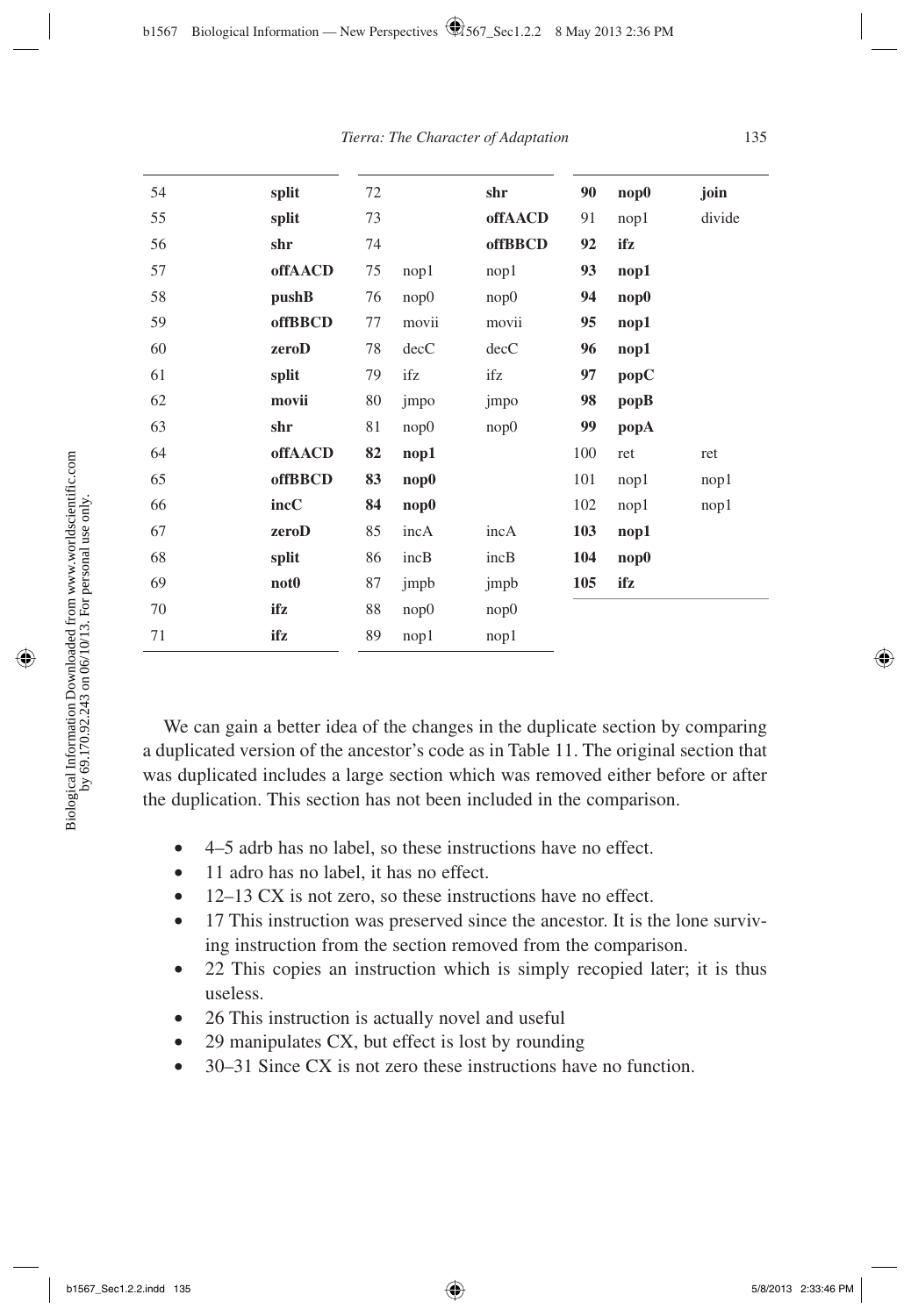| | | | | | | | |
|---|---|---|---|---|---|---|---|
| 54 | **split** | 72 | | **shr** | **90** | **nop0** | **join** |
| 55 | **split** | 73 | | **offAACD** | 91 | nop1 | divide |
| 56 | **shr** | 74 | | **offBBCD** | **92** | **ifz** | |
| 57 | **offAACD** | 75 | nop1 | nop1 | **93** | **nop1** | |
| 58 | **pushB** | 76 | nop0 | nop0 | **94** | **nop0** | |
| 59 | **offBBCD** | 77 | movii | movii | **95** | **nop1** | |
| 60 | **zeroD** | 78 | decC | decC | **96** | **nop1** | |
| 61 | **split** | 79 | ifz | ifz | **97** | **popC** | |
| 62 | **movii** | 80 | jmpo | jmpo | **98** | **popB** | |
| 63 | **shr** | 81 | nop0 | nop0 | **99** | **popA** | |
| 64 | **offAACD** | **82** | **nop1** | | 100 | ret | ret |
| 65 | **offBBCD** | **83** | **nop0** | | 101 | nop1 | nop1 |
| 66 | **incC** | **84** | **nop0** | | 102 | nop1 | nop1 |
| 67 | **zeroD** | 85 | incA | incA | **103** | **nop1** | |
| 68 | **split** | 86 | incB | incB | **104** | **nop0** | |
| 69 | **not0** | 87 | jmpb | jmpb | **105** | **ifz** | |
| 70 | **ifz** | 88 | nop0 | nop0 | | | |
| 71 | **ifz** | 89 | nop1 | nop1 | | | |

We can gain a better idea of the changes in the duplicate section by comparing a duplicated version of the ancestor's code as in Table 11. The original section that was duplicated includes a large section which was removed either before or after the duplication. This section has not been included in the comparison.

- 4–5 adrb has no label, so these instructions have no effect.
- 11 adro has no label, it has no effect.
- 12–13 CX is not zero, so these instructions have no effect.
- 17 This instruction was preserved since the ancestor. It is the lone surviving instruction from the section removed from the comparison.
- 22 This copies an instruction which is simply recopied later; it is thus useless.
- 26 This instruction is actually novel and useful
- 29 manipulates CX, but effect is lost by rounding
- 30–31 Since CX is not zero these instructions have no function.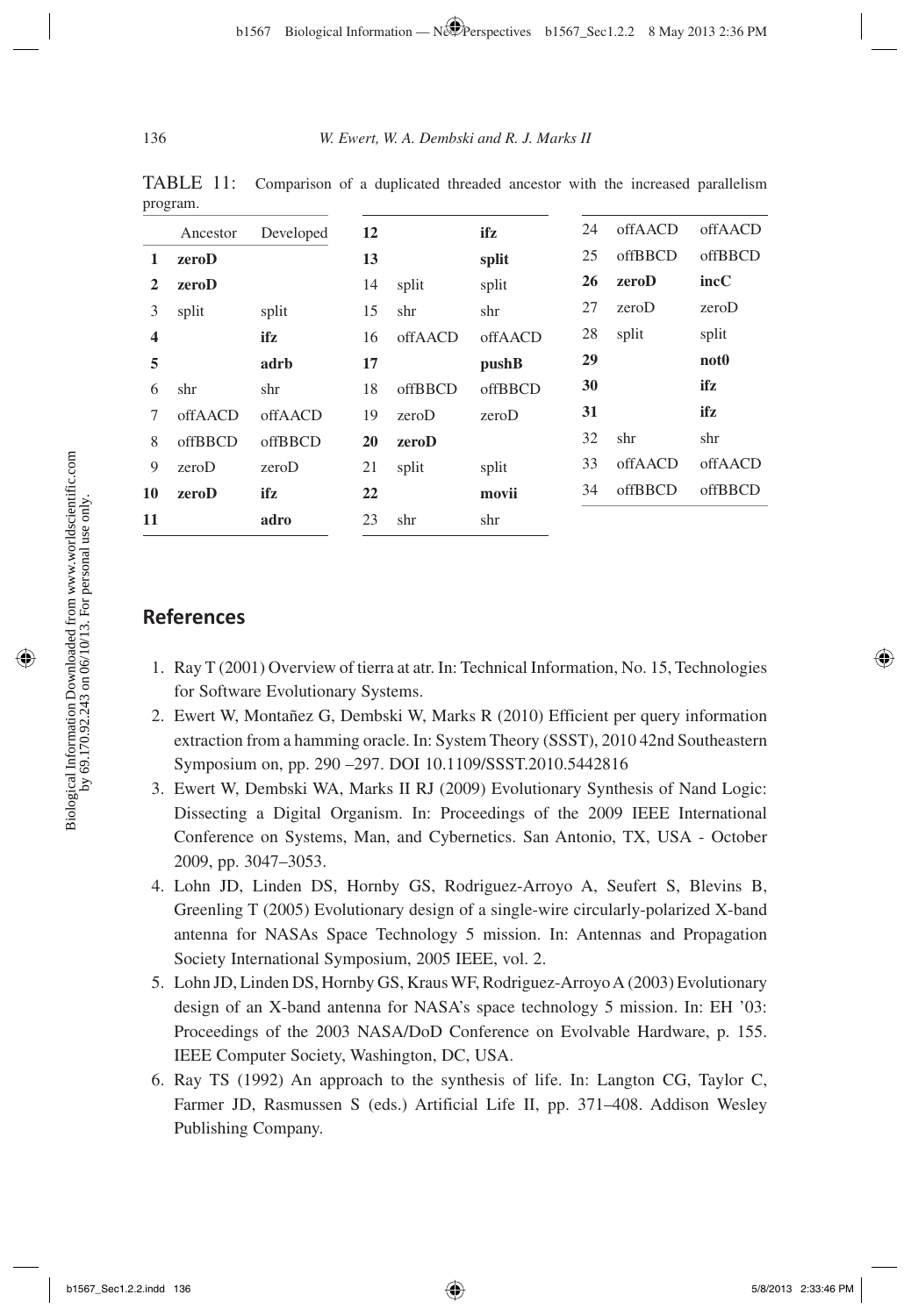TABLE 11: Comparison of a duplicated threaded ancestor with the increased parallelism program.

| | Ancestor | Developed |
|---|---|---|
| **1** | **zeroD** | |
| **2** | **zeroD** | |
| 3 | split | split |
| **4** | | **ifz** |
| **5** | | **adrb** |
| 6 | shr | shr |
| 7 | offAACD | offAACD |
| 8 | offBBCD | offBBCD |
| 9 | zeroD | zeroD |
| **10** | **zeroD** | **ifz** |
| **11** | | **adro** |
| **12** | | **ifz** |
| **13** | | **split** |
| 14 | split | split |
| 15 | shr | shr |
| 16 | offAACD | offAACD |
| **17** | | **pushB** |
| 18 | offBBCD | offBBCD |
| 19 | zeroD | zeroD |
| **20** | **zeroD** | |
| 21 | split | split |
| **22** | | **movii** |
| 23 | shr | shr |
| 24 | offAACD | offAACD |
| 25 | offBBCD | offBBCD |
| **26** | **zeroD** | **incC** |
| 27 | zeroD | zeroD |
| 28 | split | split |
| **29** | | **not0** |
| **30** | | **ifz** |
| **31** | | **ifz** |
| 32 | shr | shr |
| 33 | offAACD | offAACD |
| 34 | offBBCD | offBBCD |

## References

1. Ray T (2001) Overview of tierra at atr. In: Technical Information, No. 15, Technologies for Software Evolutionary Systems.
2. Ewert W, Montañez G, Dembski W, Marks R (2010) Efficient per query information extraction from a hamming oracle. In: System Theory (SSST), 2010 42nd Southeastern Symposium on, pp. 290 –297. DOI 10.1109/SSST.2010.5442816
3. Ewert W, Dembski WA, Marks II RJ (2009) Evolutionary Synthesis of Nand Logic: Dissecting a Digital Organism. In: Proceedings of the 2009 IEEE International Conference on Systems, Man, and Cybernetics. San Antonio, TX, USA - October 2009, pp. 3047–3053.
4. Lohn JD, Linden DS, Hornby GS, Rodriguez-Arroyo A, Seufert S, Blevins B, Greenling T (2005) Evolutionary design of a single-wire circularly-polarized X-band antenna for NASAs Space Technology 5 mission. In: Antennas and Propagation Society International Symposium, 2005 IEEE, vol. 2.
5. Lohn JD, Linden DS, Hornby GS, Kraus WF, Rodriguez-Arroyo A (2003) Evolutionary design of an X-band antenna for NASA's space technology 5 mission. In: EH '03: Proceedings of the 2003 NASA/DoD Conference on Evolvable Hardware, p. 155. IEEE Computer Society, Washington, DC, USA.
6. Ray TS (1992) An approach to the synthesis of life. In: Langton CG, Taylor C, Farmer JD, Rasmussen S (eds.) Artificial Life II, pp. 371–408. Addison Wesley Publishing Company.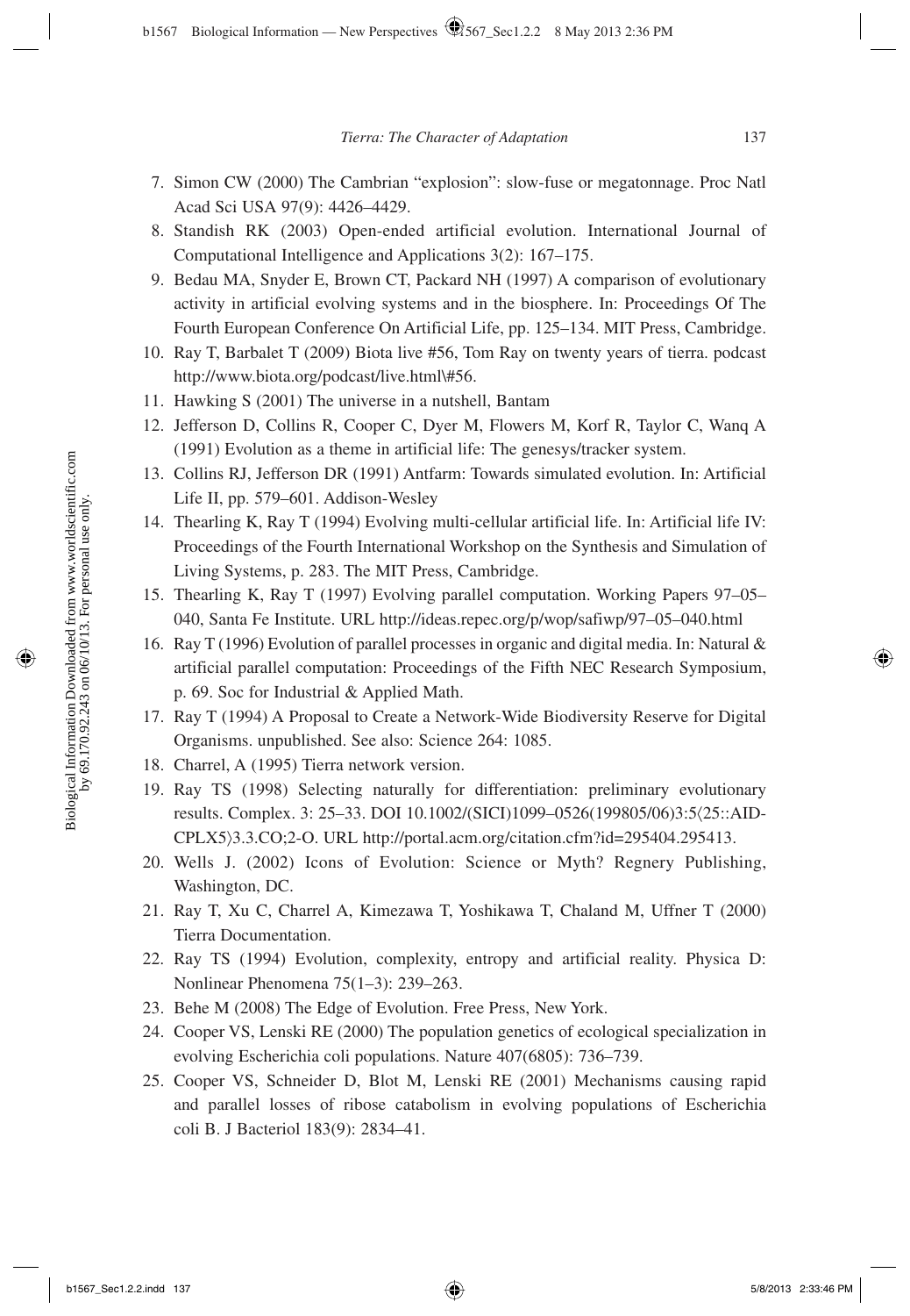7. Simon CW (2000) The Cambrian "explosion": slow-fuse or megatonnage. Proc Natl Acad Sci USA 97(9): 4426–4429.
8. Standish RK (2003) Open-ended artificial evolution. International Journal of Computational Intelligence and Applications 3(2): 167–175.
9. Bedau MA, Snyder E, Brown CT, Packard NH (1997) A comparison of evolutionary activity in artificial evolving systems and in the biosphere. In: Proceedings Of The Fourth European Conference On Artificial Life, pp. 125–134. MIT Press, Cambridge.
10. Ray T, Barbalet T (2009) Biota live #56, Tom Ray on twenty years of tierra. podcast http://www.biota.org/podcast/live.html\#56.
11. Hawking S (2001) The universe in a nutshell, Bantam
12. Jefferson D, Collins R, Cooper C, Dyer M, Flowers M, Korf R, Taylor C, Wanq A (1991) Evolution as a theme in artificial life: The genesys/tracker system.
13. Collins RJ, Jefferson DR (1991) Antfarm: Towards simulated evolution. In: Artificial Life II, pp. 579–601. Addison-Wesley
14. Thearling K, Ray T (1994) Evolving multi-cellular artificial life. In: Artificial life IV: Proceedings of the Fourth International Workshop on the Synthesis and Simulation of Living Systems, p. 283. The MIT Press, Cambridge.
15. Thearling K, Ray T (1997) Evolving parallel computation. Working Papers 97–05–040, Santa Fe Institute. URL http://ideas.repec.org/p/wop/safiwp/97–05–040.html
16. Ray T (1996) Evolution of parallel processes in organic and digital media. In: Natural & artificial parallel computation: Proceedings of the Fifth NEC Research Symposium, p. 69. Soc for Industrial & Applied Math.
17. Ray T (1994) A Proposal to Create a Network-Wide Biodiversity Reserve for Digital Organisms. unpublished. See also: Science 264: 1085.
18. Charrel, A (1995) Tierra network version.
19. Ray TS (1998) Selecting naturally for differentiation: preliminary evolutionary results. Complex. 3: 25–33. DOI 10.1002/(SICI)1099–0526(199805/06)3:5⟨25::AID-CPLX5⟩3.3.CO;2-O. URL http://portal.acm.org/citation.cfm?id=295404.295413.
20. Wells J. (2002) Icons of Evolution: Science or Myth? Regnery Publishing, Washington, DC.
21. Ray T, Xu C, Charrel A, Kimezawa T, Yoshikawa T, Chaland M, Uffner T (2000) Tierra Documentation.
22. Ray TS (1994) Evolution, complexity, entropy and artificial reality. Physica D: Nonlinear Phenomena 75(1–3): 239–263.
23. Behe M (2008) The Edge of Evolution. Free Press, New York.
24. Cooper VS, Lenski RE (2000) The population genetics of ecological specialization in evolving Escherichia coli populations. Nature 407(6805): 736–739.
25. Cooper VS, Schneider D, Blot M, Lenski RE (2001) Mechanisms causing rapid and parallel losses of ribose catabolism in evolving populations of Escherichia coli B. J Bacteriol 183(9): 2834–41.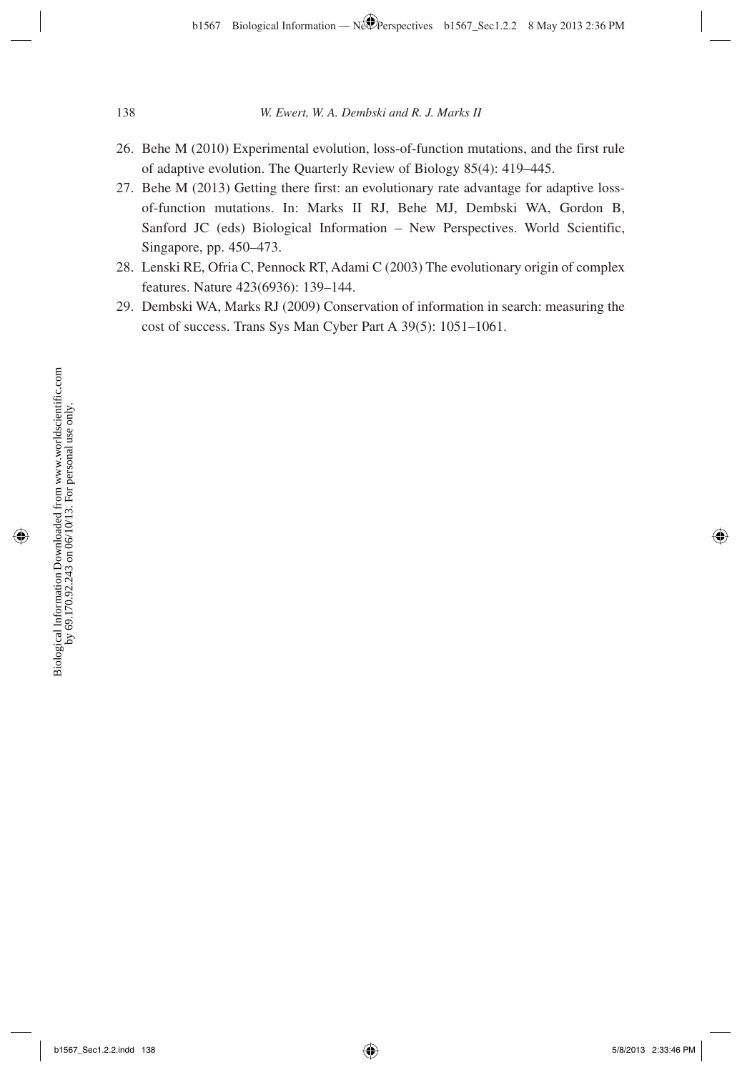26. Behe M (2010) Experimental evolution, loss-of-function mutations, and the first rule of adaptive evolution. The Quarterly Review of Biology 85(4): 419–445.
27. Behe M (2013) Getting there first: an evolutionary rate advantage for adaptive loss-of-function mutations. In: Marks II RJ, Behe MJ, Dembski WA, Gordon B, Sanford JC (eds) Biological Information – New Perspectives. World Scientific, Singapore, pp. 450–473.
28. Lenski RE, Ofria C, Pennock RT, Adami C (2003) The evolutionary origin of complex features. Nature 423(6936): 139–144.
29. Dembski WA, Marks RJ (2009) Conservation of information in search: measuring the cost of success. Trans Sys Man Cyber Part A 39(5): 1051–1061.